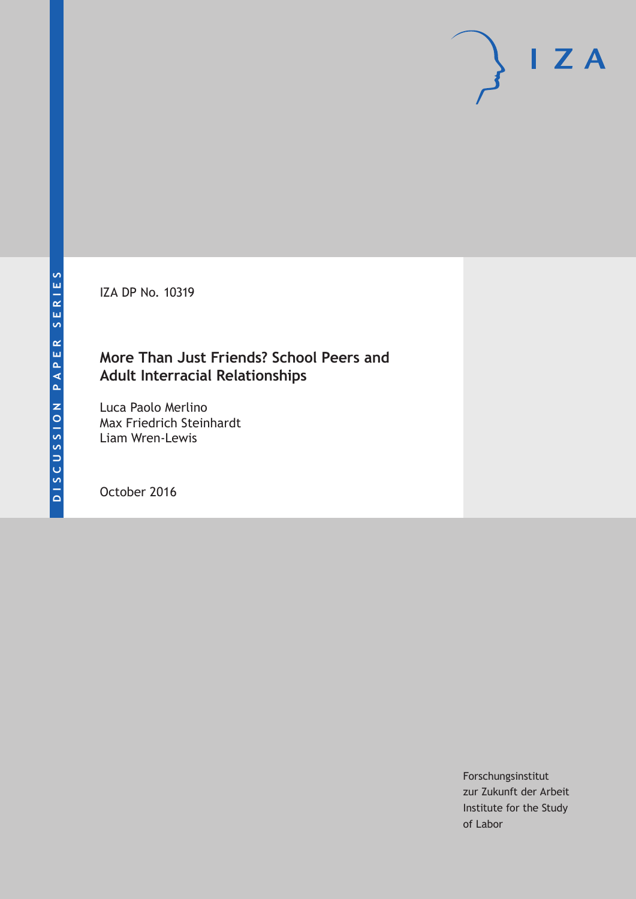DISCUSSION PAPER SERIES

IZA DP No. 10319

# More Than Just Friends? School Peers and Adult Interracial Relationships

Luca Paolo Merlino
Max Friedrich Steinhardt
Liam Wren-Lewis

October 2016

Forschungsinstitut
zur Zukunft der Arbeit
Institute for the Study
of Labor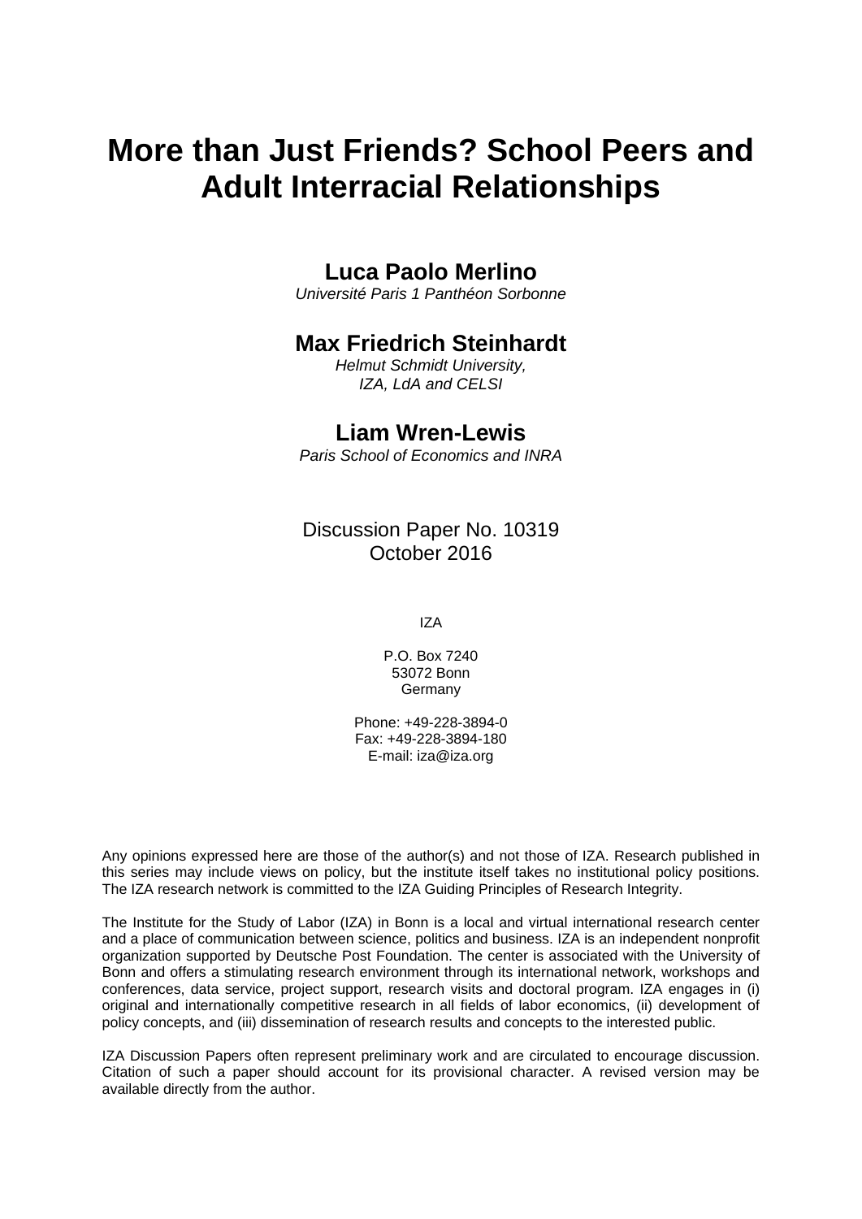# More than Just Friends? School Peers and Adult Interracial Relationships

## Luca Paolo Merlino

*Université Paris 1 Panthéon Sorbonne*

## Max Friedrich Steinhardt

*Helmut Schmidt University,*
*IZA, LdA and CELSI*

## Liam Wren-Lewis

*Paris School of Economics and INRA*

Discussion Paper No. 10319
October 2016

IZA

P.O. Box 7240
53072 Bonn
Germany

Phone: +49-228-3894-0
Fax: +49-228-3894-180
E-mail: iza@iza.org

Any opinions expressed here are those of the author(s) and not those of IZA. Research published in this series may include views on policy, but the institute itself takes no institutional policy positions. The IZA research network is committed to the IZA Guiding Principles of Research Integrity.

The Institute for the Study of Labor (IZA) in Bonn is a local and virtual international research center and a place of communication between science, politics and business. IZA is an independent nonprofit organization supported by Deutsche Post Foundation. The center is associated with the University of Bonn and offers a stimulating research environment through its international network, workshops and conferences, data service, project support, research visits and doctoral program. IZA engages in (i) original and internationally competitive research in all fields of labor economics, (ii) development of policy concepts, and (iii) dissemination of research results and concepts to the interested public.

IZA Discussion Papers often represent preliminary work and are circulated to encourage discussion. Citation of such a paper should account for its provisional character. A revised version may be available directly from the author.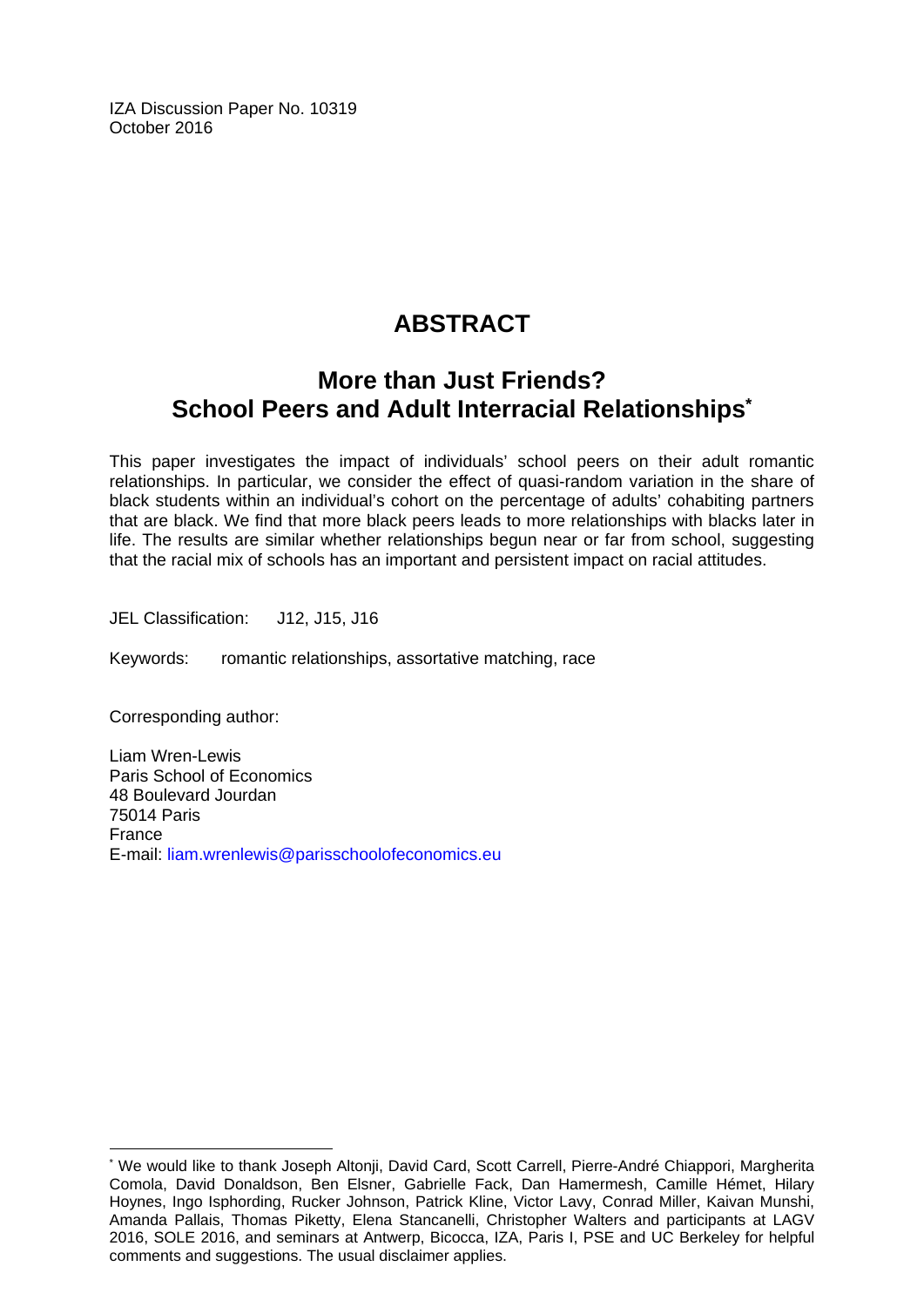IZA Discussion Paper No. 10319
October 2016

# ABSTRACT

## More than Just Friends? School Peers and Adult Interracial Relationships*

This paper investigates the impact of individuals' school peers on their adult romantic relationships. In particular, we consider the effect of quasi-random variation in the share of black students within an individual's cohort on the percentage of adults' cohabiting partners that are black. We find that more black peers leads to more relationships with blacks later in life. The results are similar whether relationships begun near or far from school, suggesting that the racial mix of schools has an important and persistent impact on racial attitudes.

JEL Classification: J12, J15, J16

Keywords: romantic relationships, assortative matching, race

Corresponding author:

Liam Wren-Lewis
Paris School of Economics
48 Boulevard Jourdan
75014 Paris
France
E-mail: liam.wrenlewis@parisschoolofeconomics.eu

---

* We would like to thank Joseph Altonji, David Card, Scott Carrell, Pierre-André Chiappori, Margherita Comola, David Donaldson, Ben Elsner, Gabrielle Fack, Dan Hamermesh, Camille Hémet, Hilary Hoynes, Ingo Isphording, Rucker Johnson, Patrick Kline, Victor Lavy, Conrad Miller, Kaivan Munshi, Amanda Pallais, Thomas Piketty, Elena Stancanelli, Christopher Walters and participants at LAGV 2016, SOLE 2016, and seminars at Antwerp, Bicocca, IZA, Paris I, PSE and UC Berkeley for helpful comments and suggestions. The usual disclaimer applies.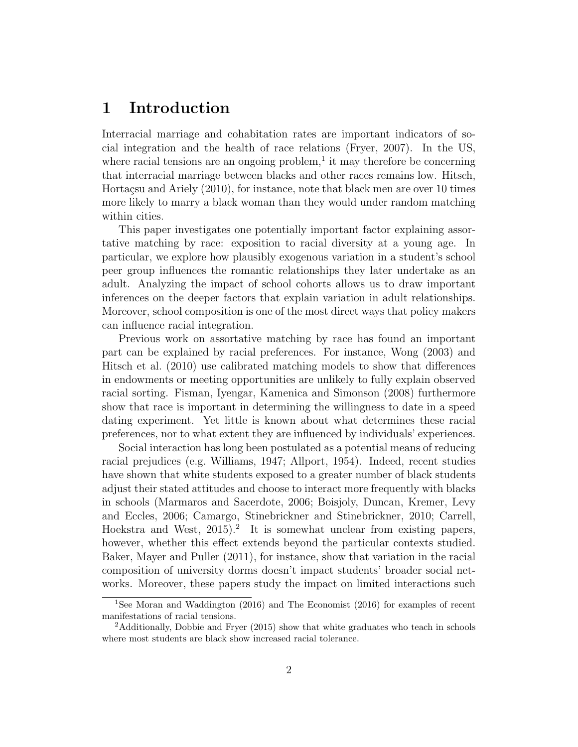# 1 Introduction

Interracial marriage and cohabitation rates are important indicators of social integration and the health of race relations (Fryer, 2007). In the US, where racial tensions are an ongoing problem,[1] it may therefore be concerning that interracial marriage between blacks and other races remains low. Hitsch, Hortaçsu and Ariely (2010), for instance, note that black men are over 10 times more likely to marry a black woman than they would under random matching within cities.

This paper investigates one potentially important factor explaining assortative matching by race: exposition to racial diversity at a young age. In particular, we explore how plausibly exogenous variation in a student's school peer group influences the romantic relationships they later undertake as an adult. Analyzing the impact of school cohorts allows us to draw important inferences on the deeper factors that explain variation in adult relationships. Moreover, school composition is one of the most direct ways that policy makers can influence racial integration.

Previous work on assortative matching by race has found an important part can be explained by racial preferences. For instance, Wong (2003) and Hitsch et al. (2010) use calibrated matching models to show that differences in endowments or meeting opportunities are unlikely to fully explain observed racial sorting. Fisman, Iyengar, Kamenica and Simonson (2008) furthermore show that race is important in determining the willingness to date in a speed dating experiment. Yet little is known about what determines these racial preferences, nor to what extent they are influenced by individuals' experiences.

Social interaction has long been postulated as a potential means of reducing racial prejudices (e.g. Williams, 1947; Allport, 1954). Indeed, recent studies have shown that white students exposed to a greater number of black students adjust their stated attitudes and choose to interact more frequently with blacks in schools (Marmaros and Sacerdote, 2006; Boisjoly, Duncan, Kremer, Levy and Eccles, 2006; Camargo, Stinebrickner and Stinebrickner, 2010; Carrell, Hoekstra and West, 2015).[2] It is somewhat unclear from existing papers, however, whether this effect extends beyond the particular contexts studied. Baker, Mayer and Puller (2011), for instance, show that variation in the racial composition of university dorms doesn't impact students' broader social networks. Moreover, these papers study the impact on limited interactions such

[1] See Moran and Waddington (2016) and The Economist (2016) for examples of recent manifestations of racial tensions.

[2] Additionally, Dobbie and Fryer (2015) show that white graduates who teach in schools where most students are black show increased racial tolerance.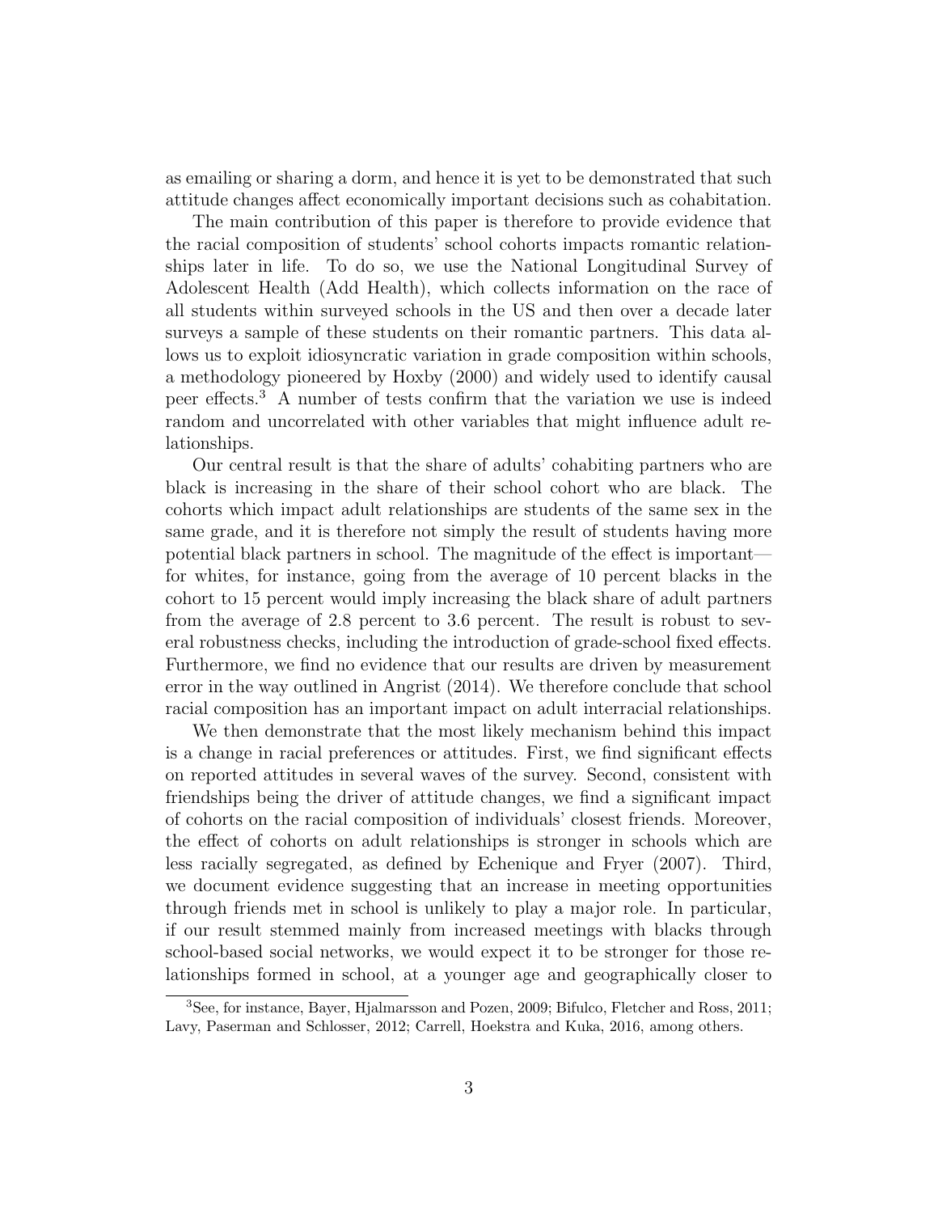as emailing or sharing a dorm, and hence it is yet to be demonstrated that such attitude changes affect economically important decisions such as cohabitation.

The main contribution of this paper is therefore to provide evidence that the racial composition of students' school cohorts impacts romantic relationships later in life. To do so, we use the National Longitudinal Survey of Adolescent Health (Add Health), which collects information on the race of all students within surveyed schools in the US and then over a decade later surveys a sample of these students on their romantic partners. This data allows us to exploit idiosyncratic variation in grade composition within schools, a methodology pioneered by Hoxby (2000) and widely used to identify causal peer effects.[3] A number of tests confirm that the variation we use is indeed random and uncorrelated with other variables that might influence adult relationships.

Our central result is that the share of adults' cohabiting partners who are black is increasing in the share of their school cohort who are black. The cohorts which impact adult relationships are students of the same sex in the same grade, and it is therefore not simply the result of students having more potential black partners in school. The magnitude of the effect is important—for whites, for instance, going from the average of 10 percent blacks in the cohort to 15 percent would imply increasing the black share of adult partners from the average of 2.8 percent to 3.6 percent. The result is robust to several robustness checks, including the introduction of grade-school fixed effects. Furthermore, we find no evidence that our results are driven by measurement error in the way outlined in Angrist (2014). We therefore conclude that school racial composition has an important impact on adult interracial relationships.

We then demonstrate that the most likely mechanism behind this impact is a change in racial preferences or attitudes. First, we find significant effects on reported attitudes in several waves of the survey. Second, consistent with friendships being the driver of attitude changes, we find a significant impact of cohorts on the racial composition of individuals' closest friends. Moreover, the effect of cohorts on adult relationships is stronger in schools which are less racially segregated, as defined by Echenique and Fryer (2007). Third, we document evidence suggesting that an increase in meeting opportunities through friends met in school is unlikely to play a major role. In particular, if our result stemmed mainly from increased meetings with blacks through school-based social networks, we would expect it to be stronger for those relationships formed in school, at a younger age and geographically closer to

[3] See, for instance, Bayer, Hjalmarsson and Pozen, 2009; Bifulco, Fletcher and Ross, 2011; Lavy, Paserman and Schlosser, 2012; Carrell, Hoekstra and Kuka, 2016, among others.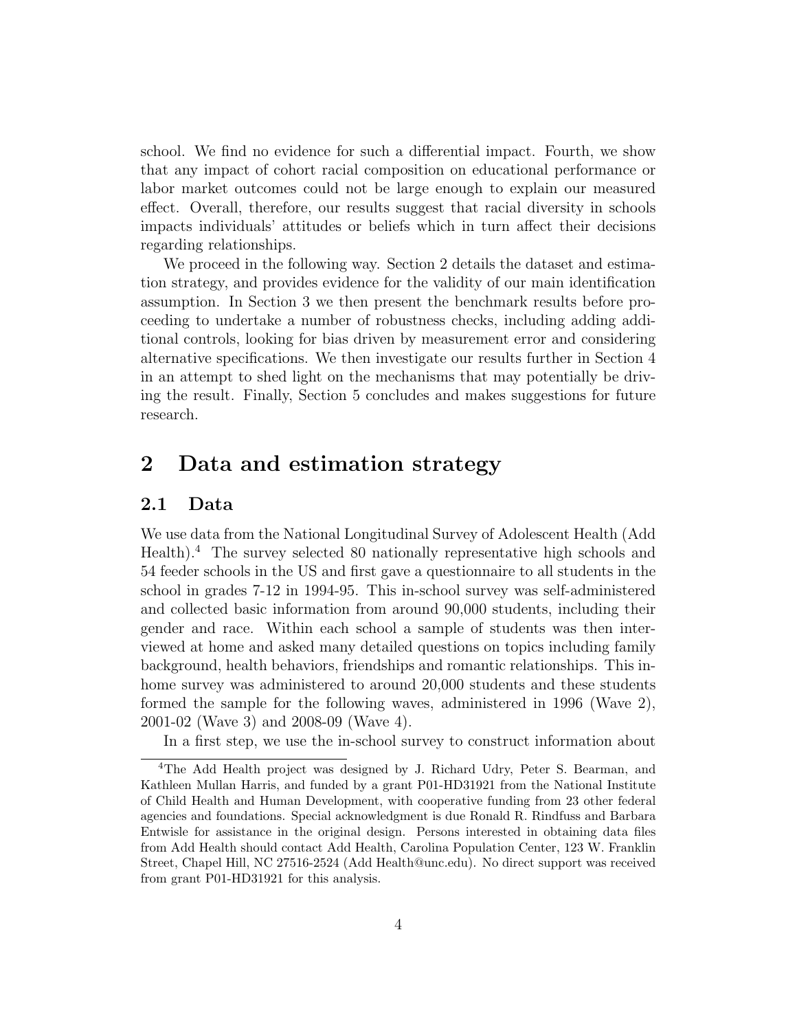school. We find no evidence for such a differential impact. Fourth, we show that any impact of cohort racial composition on educational performance or labor market outcomes could not be large enough to explain our measured effect. Overall, therefore, our results suggest that racial diversity in schools impacts individuals' attitudes or beliefs which in turn affect their decisions regarding relationships.

We proceed in the following way. Section 2 details the dataset and estimation strategy, and provides evidence for the validity of our main identification assumption. In Section 3 we then present the benchmark results before proceeding to undertake a number of robustness checks, including adding additional controls, looking for bias driven by measurement error and considering alternative specifications. We then investigate our results further in Section 4 in an attempt to shed light on the mechanisms that may potentially be driving the result. Finally, Section 5 concludes and makes suggestions for future research.

## 2 Data and estimation strategy

### 2.1 Data

We use data from the National Longitudinal Survey of Adolescent Health (Add Health).[4] The survey selected 80 nationally representative high schools and 54 feeder schools in the US and first gave a questionnaire to all students in the school in grades 7-12 in 1994-95. This in-school survey was self-administered and collected basic information from around 90,000 students, including their gender and race. Within each school a sample of students was then interviewed at home and asked many detailed questions on topics including family background, health behaviors, friendships and romantic relationships. This in-home survey was administered to around 20,000 students and these students formed the sample for the following waves, administered in 1996 (Wave 2), 2001-02 (Wave 3) and 2008-09 (Wave 4).

In a first step, we use the in-school survey to construct information about

[4]The Add Health project was designed by J. Richard Udry, Peter S. Bearman, and Kathleen Mullan Harris, and funded by a grant P01-HD31921 from the National Institute of Child Health and Human Development, with cooperative funding from 23 other federal agencies and foundations. Special acknowledgment is due Ronald R. Rindfuss and Barbara Entwisle for assistance in the original design. Persons interested in obtaining data files from Add Health should contact Add Health, Carolina Population Center, 123 W. Franklin Street, Chapel Hill, NC 27516-2524 (Add Health@unc.edu). No direct support was received from grant P01-HD31921 for this analysis.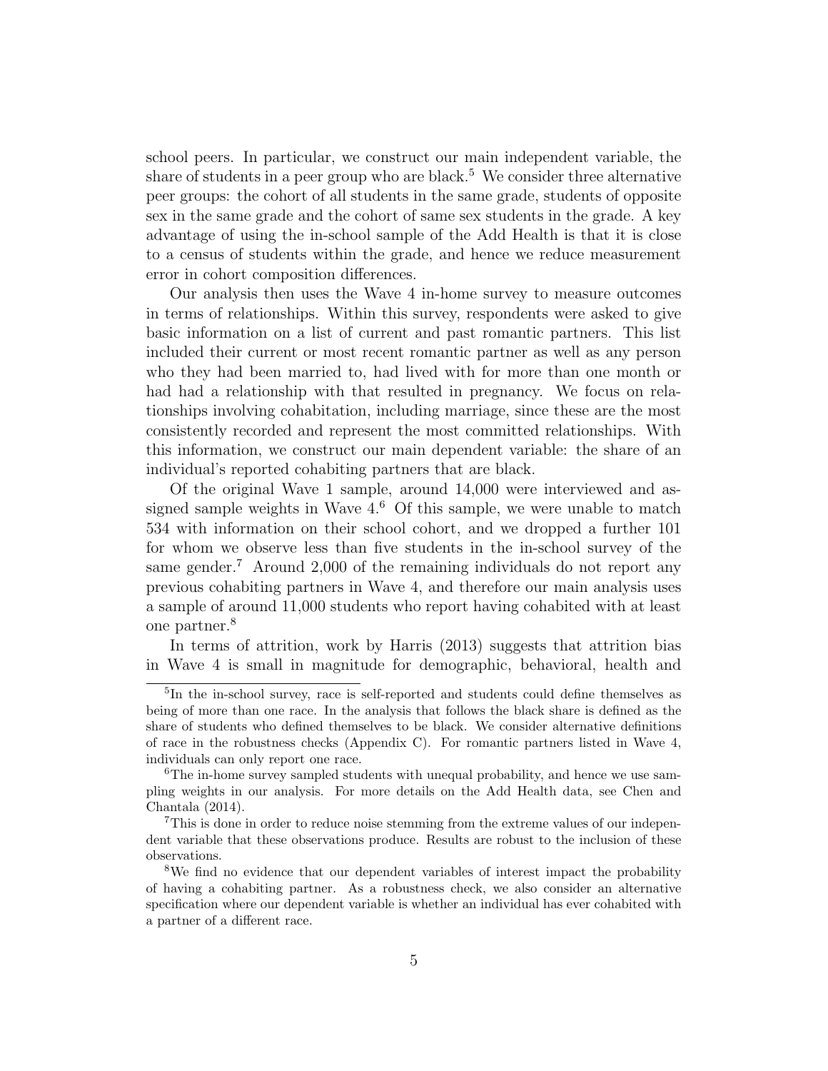school peers. In particular, we construct our main independent variable, the share of students in a peer group who are black.[5] We consider three alternative peer groups: the cohort of all students in the same grade, students of opposite sex in the same grade and the cohort of same sex students in the grade. A key advantage of using the in-school sample of the Add Health is that it is close to a census of students within the grade, and hence we reduce measurement error in cohort composition differences.

Our analysis then uses the Wave 4 in-home survey to measure outcomes in terms of relationships. Within this survey, respondents were asked to give basic information on a list of current and past romantic partners. This list included their current or most recent romantic partner as well as any person who they had been married to, had lived with for more than one month or had had a relationship with that resulted in pregnancy. We focus on relationships involving cohabitation, including marriage, since these are the most consistently recorded and represent the most committed relationships. With this information, we construct our main dependent variable: the share of an individual's reported cohabiting partners that are black.

Of the original Wave 1 sample, around 14,000 were interviewed and assigned sample weights in Wave 4.[6] Of this sample, we were unable to match 534 with information on their school cohort, and we dropped a further 101 for whom we observe less than five students in the in-school survey of the same gender.[7] Around 2,000 of the remaining individuals do not report any previous cohabiting partners in Wave 4, and therefore our main analysis uses a sample of around 11,000 students who report having cohabited with at least one partner.[8]

In terms of attrition, work by Harris (2013) suggests that attrition bias in Wave 4 is small in magnitude for demographic, behavioral, health and

---

[5] In the in-school survey, race is self-reported and students could define themselves as being of more than one race. In the analysis that follows the black share is defined as the share of students who defined themselves to be black. We consider alternative definitions of race in the robustness checks (Appendix C). For romantic partners listed in Wave 4, individuals can only report one race.

[6] The in-home survey sampled students with unequal probability, and hence we use sampling weights in our analysis. For more details on the Add Health data, see Chen and Chantala (2014).

[7] This is done in order to reduce noise stemming from the extreme values of our independent variable that these observations produce. Results are robust to the inclusion of these observations.

[8] We find no evidence that our dependent variables of interest impact the probability of having a cohabiting partner. As a robustness check, we also consider an alternative specification where our dependent variable is whether an individual has ever cohabited with a partner of a different race.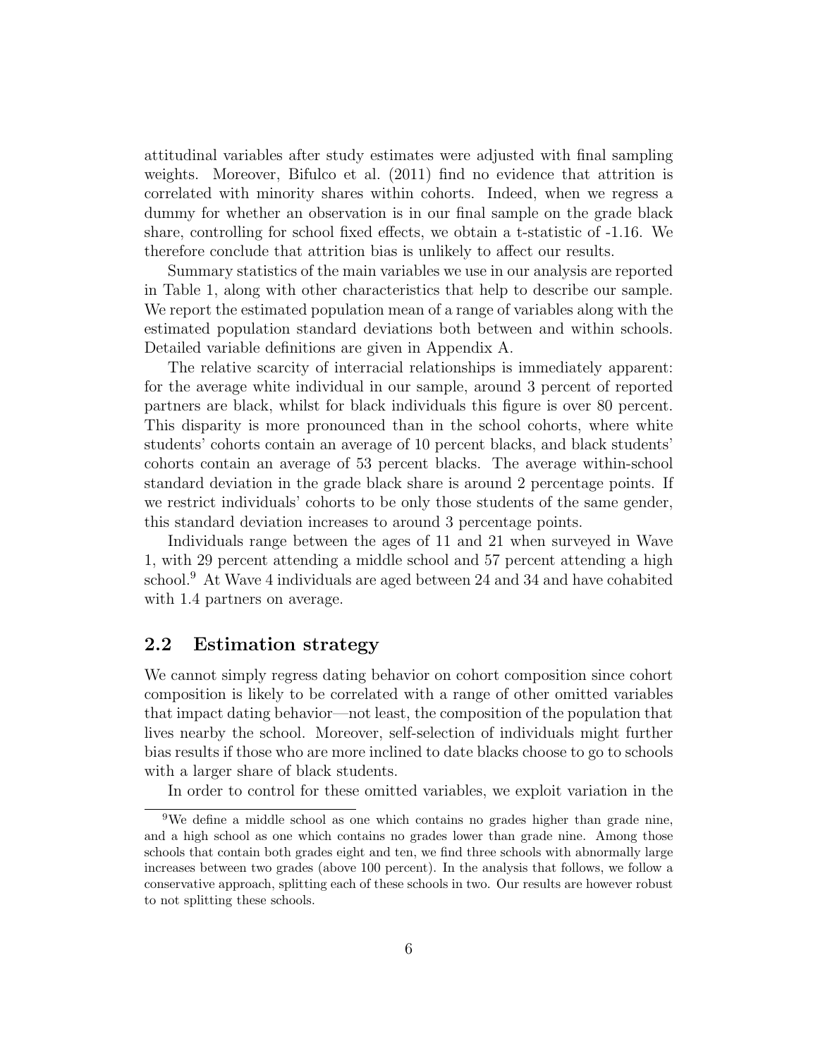attitudinal variables after study estimates were adjusted with final sampling weights. Moreover, Bifulco et al. (2011) find no evidence that attrition is correlated with minority shares within cohorts. Indeed, when we regress a dummy for whether an observation is in our final sample on the grade black share, controlling for school fixed effects, we obtain a t-statistic of -1.16. We therefore conclude that attrition bias is unlikely to affect our results.

Summary statistics of the main variables we use in our analysis are reported in Table 1, along with other characteristics that help to describe our sample. We report the estimated population mean of a range of variables along with the estimated population standard deviations both between and within schools. Detailed variable definitions are given in Appendix A.

The relative scarcity of interracial relationships is immediately apparent: for the average white individual in our sample, around 3 percent of reported partners are black, whilst for black individuals this figure is over 80 percent. This disparity is more pronounced than in the school cohorts, where white students' cohorts contain an average of 10 percent blacks, and black students' cohorts contain an average of 53 percent blacks. The average within-school standard deviation in the grade black share is around 2 percentage points. If we restrict individuals' cohorts to be only those students of the same gender, this standard deviation increases to around 3 percentage points.

Individuals range between the ages of 11 and 21 when surveyed in Wave 1, with 29 percent attending a middle school and 57 percent attending a high school.[9] At Wave 4 individuals are aged between 24 and 34 and have cohabited with 1.4 partners on average.

## 2.2 Estimation strategy

We cannot simply regress dating behavior on cohort composition since cohort composition is likely to be correlated with a range of other omitted variables that impact dating behavior—not least, the composition of the population that lives nearby the school. Moreover, self-selection of individuals might further bias results if those who are more inclined to date blacks choose to go to schools with a larger share of black students.

In order to control for these omitted variables, we exploit variation in the

[9] We define a middle school as one which contains no grades higher than grade nine, and a high school as one which contains no grades lower than grade nine. Among those schools that contain both grades eight and ten, we find three schools with abnormally large increases between two grades (above 100 percent). In the analysis that follows, we follow a conservative approach, splitting each of these schools in two. Our results are however robust to not splitting these schools.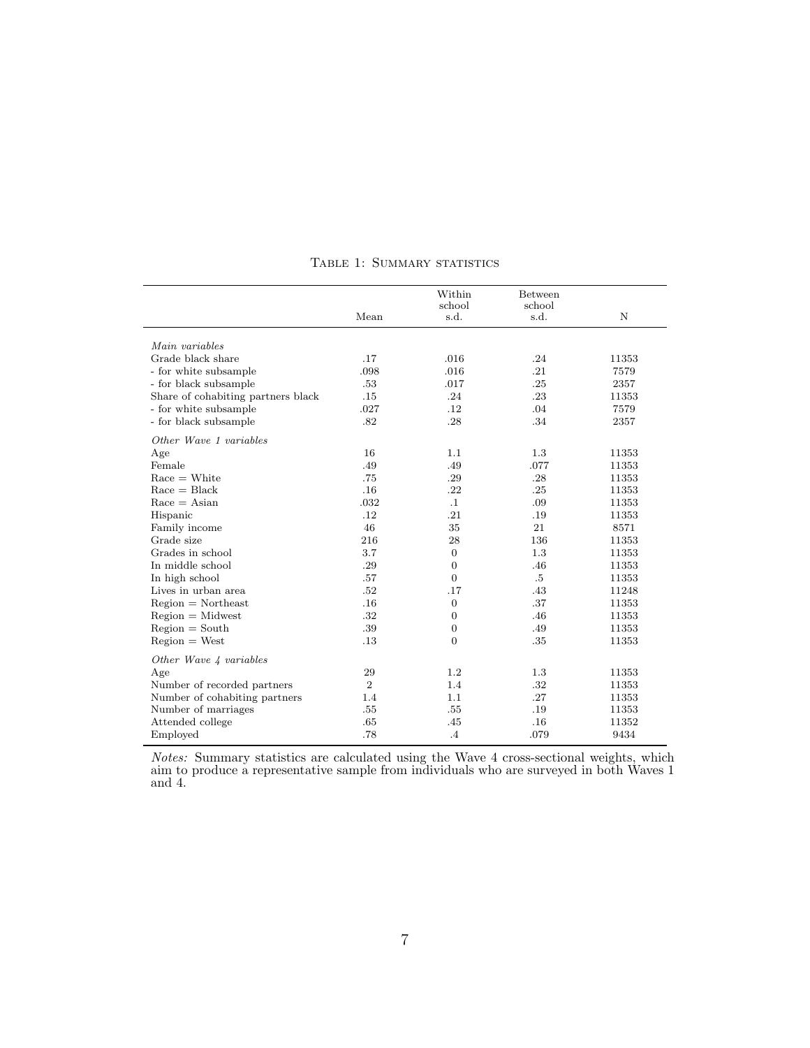Table 1: Summary statistics

| | Mean | Within school s.d. | Between school s.d. | N |
|---|---|---|---|---|
| *Main variables* | | | | |
| Grade black share | .17 | .016 | .24 | 11353 |
| - for white subsample | .098 | .016 | .21 | 7579 |
| - for black subsample | .53 | .017 | .25 | 2357 |
| Share of cohabiting partners black | .15 | .24 | .23 | 11353 |
| - for white subsample | .027 | .12 | .04 | 7579 |
| - for black subsample | .82 | .28 | .34 | 2357 |
| *Other Wave 1 variables* | | | | |
| Age | 16 | 1.1 | 1.3 | 11353 |
| Female | .49 | .49 | .077 | 11353 |
| Race = White | .75 | .29 | .28 | 11353 |
| Race = Black | .16 | .22 | .25 | 11353 |
| Race = Asian | .032 | .1 | .09 | 11353 |
| Hispanic | .12 | .21 | .19 | 11353 |
| Family income | 46 | 35 | 21 | 8571 |
| Grade size | 216 | 28 | 136 | 11353 |
| Grades in school | 3.7 | 0 | 1.3 | 11353 |
| In middle school | .29 | 0 | .46 | 11353 |
| In high school | .57 | 0 | .5 | 11353 |
| Lives in urban area | .52 | .17 | .43 | 11248 |
| Region = Northeast | .16 | 0 | .37 | 11353 |
| Region = Midwest | .32 | 0 | .46 | 11353 |
| Region = South | .39 | 0 | .49 | 11353 |
| Region = West | .13 | 0 | .35 | 11353 |
| *Other Wave 4 variables* | | | | |
| Age | 29 | 1.2 | 1.3 | 11353 |
| Number of recorded partners | 2 | 1.4 | .32 | 11353 |
| Number of cohabiting partners | 1.4 | 1.1 | .27 | 11353 |
| Number of marriages | .55 | .55 | .19 | 11353 |
| Attended college | .65 | .45 | .16 | 11352 |
| Employed | .78 | .4 | .079 | 9434 |

*Notes:* Summary statistics are calculated using the Wave 4 cross-sectional weights, which aim to produce a representative sample from individuals who are surveyed in both Waves 1 and 4.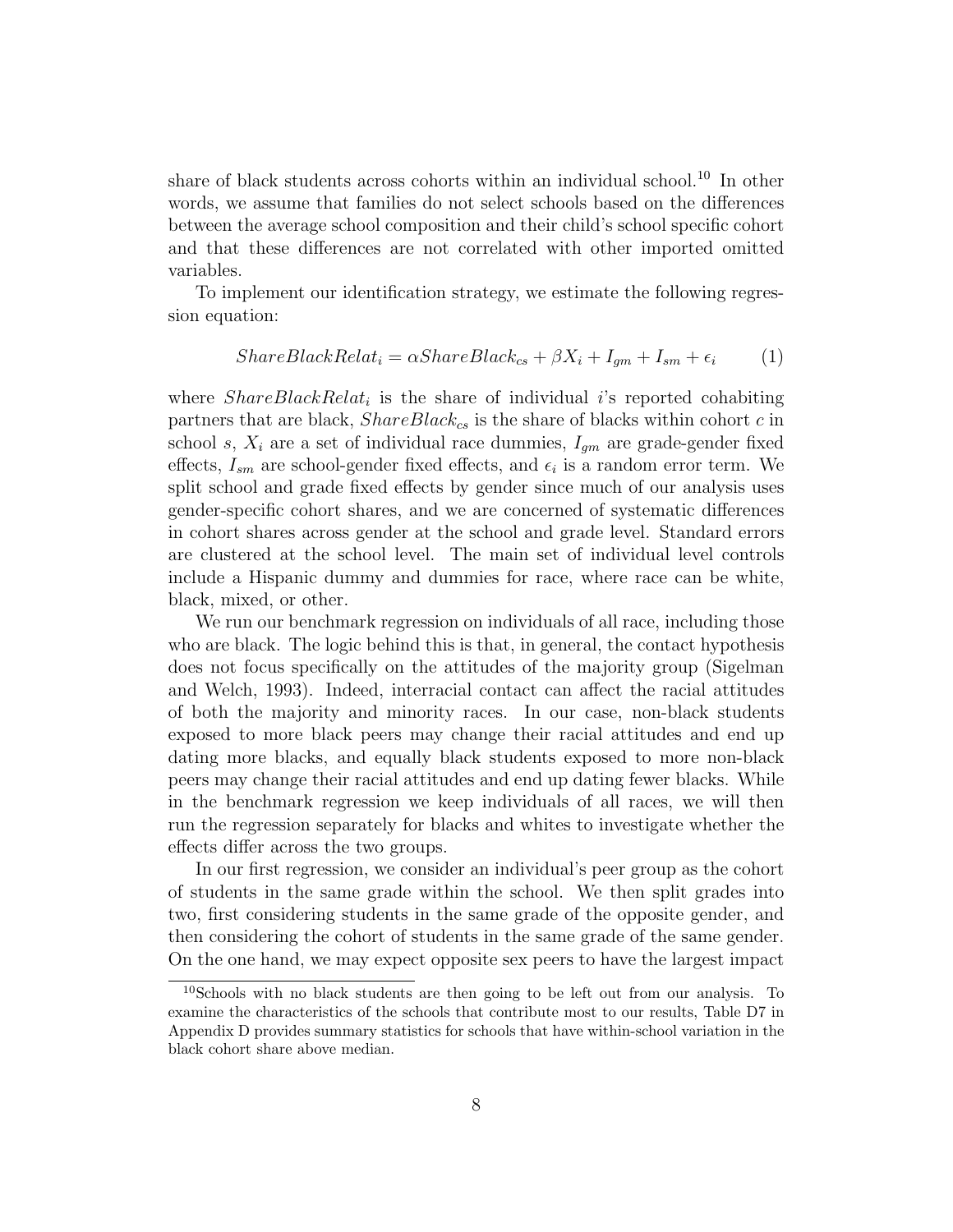share of black students across cohorts within an individual school.[10] In other words, we assume that families do not select schools based on the differences between the average school composition and their child's school specific cohort and that these differences are not correlated with other imported omitted variables.

To implement our identification strategy, we estimate the following regression equation:

$$ShareBlackRelat_i = \alpha ShareBlack_{cs} + \beta X_i + I_{gm} + I_{sm} + \epsilon_i \qquad (1)$$

where $ShareBlackRelat_i$ is the share of individual $i$'s reported cohabiting partners that are black, $ShareBlack_{cs}$ is the share of blacks within cohort $c$ in school $s$, $X_i$ are a set of individual race dummies, $I_{gm}$ are grade-gender fixed effects, $I_{sm}$ are school-gender fixed effects, and $\epsilon_i$ is a random error term. We split school and grade fixed effects by gender since much of our analysis uses gender-specific cohort shares, and we are concerned of systematic differences in cohort shares across gender at the school and grade level. Standard errors are clustered at the school level. The main set of individual level controls include a Hispanic dummy and dummies for race, where race can be white, black, mixed, or other.

We run our benchmark regression on individuals of all race, including those who are black. The logic behind this is that, in general, the contact hypothesis does not focus specifically on the attitudes of the majority group (Sigelman and Welch, 1993). Indeed, interracial contact can affect the racial attitudes of both the majority and minority races. In our case, non-black students exposed to more black peers may change their racial attitudes and end up dating more blacks, and equally black students exposed to more non-black peers may change their racial attitudes and end up dating fewer blacks. While in the benchmark regression we keep individuals of all races, we will then run the regression separately for blacks and whites to investigate whether the effects differ across the two groups.

In our first regression, we consider an individual's peer group as the cohort of students in the same grade within the school. We then split grades into two, first considering students in the same grade of the opposite gender, and then considering the cohort of students in the same grade of the same gender. On the one hand, we may expect opposite sex peers to have the largest impact

[10] Schools with no black students are then going to be left out from our analysis. To examine the characteristics of the schools that contribute most to our results, Table D7 in Appendix D provides summary statistics for schools that have within-school variation in the black cohort share above median.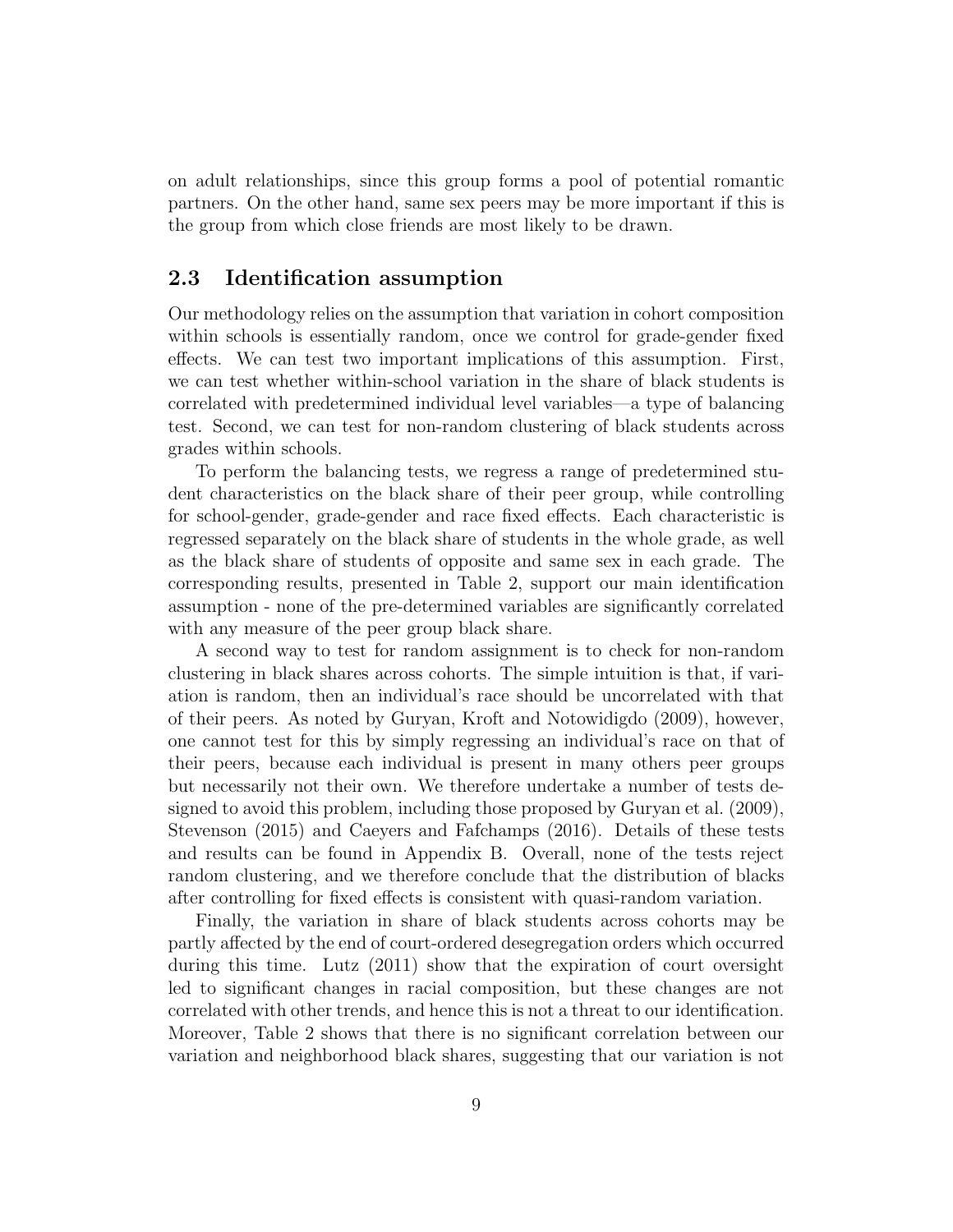on adult relationships, since this group forms a pool of potential romantic partners. On the other hand, same sex peers may be more important if this is the group from which close friends are most likely to be drawn.

### 2.3 Identification assumption

Our methodology relies on the assumption that variation in cohort composition within schools is essentially random, once we control for grade-gender fixed effects. We can test two important implications of this assumption. First, we can test whether within-school variation in the share of black students is correlated with predetermined individual level variables—a type of balancing test. Second, we can test for non-random clustering of black students across grades within schools.

To perform the balancing tests, we regress a range of predetermined student characteristics on the black share of their peer group, while controlling for school-gender, grade-gender and race fixed effects. Each characteristic is regressed separately on the black share of students in the whole grade, as well as the black share of students of opposite and same sex in each grade. The corresponding results, presented in Table 2, support our main identification assumption - none of the pre-determined variables are significantly correlated with any measure of the peer group black share.

A second way to test for random assignment is to check for non-random clustering in black shares across cohorts. The simple intuition is that, if variation is random, then an individual's race should be uncorrelated with that of their peers. As noted by Guryan, Kroft and Notowidigdo (2009), however, one cannot test for this by simply regressing an individual's race on that of their peers, because each individual is present in many others peer groups but necessarily not their own. We therefore undertake a number of tests designed to avoid this problem, including those proposed by Guryan et al. (2009), Stevenson (2015) and Caeyers and Fafchamps (2016). Details of these tests and results can be found in Appendix B. Overall, none of the tests reject random clustering, and we therefore conclude that the distribution of blacks after controlling for fixed effects is consistent with quasi-random variation.

Finally, the variation in share of black students across cohorts may be partly affected by the end of court-ordered desegregation orders which occurred during this time. Lutz (2011) show that the expiration of court oversight led to significant changes in racial composition, but these changes are not correlated with other trends, and hence this is not a threat to our identification. Moreover, Table 2 shows that there is no significant correlation between our variation and neighborhood black shares, suggesting that our variation is not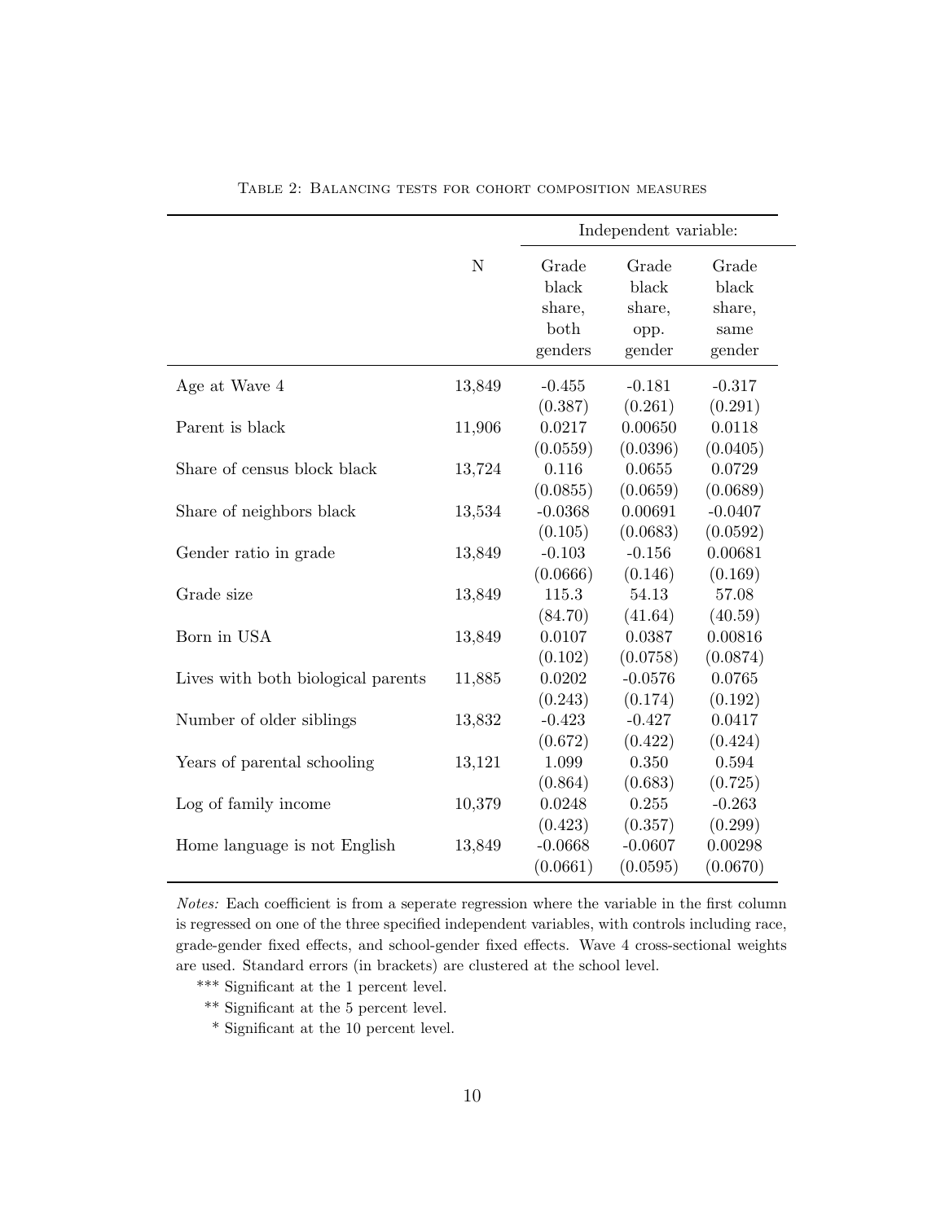TABLE 2: BALANCING TESTS FOR COHORT COMPOSITION MEASURES

| | | Independent variable: | | |
|---|---|---|---|---|
| | N | Grade black share, both genders | Grade black share, opp. gender | Grade black share, same gender |
| Age at Wave 4 | 13,849 | -0.455 | -0.181 | -0.317 |
| | | (0.387) | (0.261) | (0.291) |
| Parent is black | 11,906 | 0.0217 | 0.00650 | 0.0118 |
| | | (0.0559) | (0.0396) | (0.0405) |
| Share of census block black | 13,724 | 0.116 | 0.0655 | 0.0729 |
| | | (0.0855) | (0.0659) | (0.0689) |
| Share of neighbors black | 13,534 | -0.0368 | 0.00691 | -0.0407 |
| | | (0.105) | (0.0683) | (0.0592) |
| Gender ratio in grade | 13,849 | -0.103 | -0.156 | 0.00681 |
| | | (0.0666) | (0.146) | (0.169) |
| Grade size | 13,849 | 115.3 | 54.13 | 57.08 |
| | | (84.70) | (41.64) | (40.59) |
| Born in USA | 13,849 | 0.0107 | 0.0387 | 0.00816 |
| | | (0.102) | (0.0758) | (0.0874) |
| Lives with both biological parents | 11,885 | 0.0202 | -0.0576 | 0.0765 |
| | | (0.243) | (0.174) | (0.192) |
| Number of older siblings | 13,832 | -0.423 | -0.427 | 0.0417 |
| | | (0.672) | (0.422) | (0.424) |
| Years of parental schooling | 13,121 | 1.099 | 0.350 | 0.594 |
| | | (0.864) | (0.683) | (0.725) |
| Log of family income | 10,379 | 0.0248 | 0.255 | -0.263 |
| | | (0.423) | (0.357) | (0.299) |
| Home language is not English | 13,849 | -0.0668 | -0.0607 | 0.00298 |
| | | (0.0661) | (0.0595) | (0.0670) |

*Notes:* Each coefficient is from a seperate regression where the variable in the first column is regressed on one of the three specified independent variables, with controls including race, grade-gender fixed effects, and school-gender fixed effects. Wave 4 cross-sectional weights are used. Standard errors (in brackets) are clustered at the school level.

*** Significant at the 1 percent level.

** Significant at the 5 percent level.

* Significant at the 10 percent level.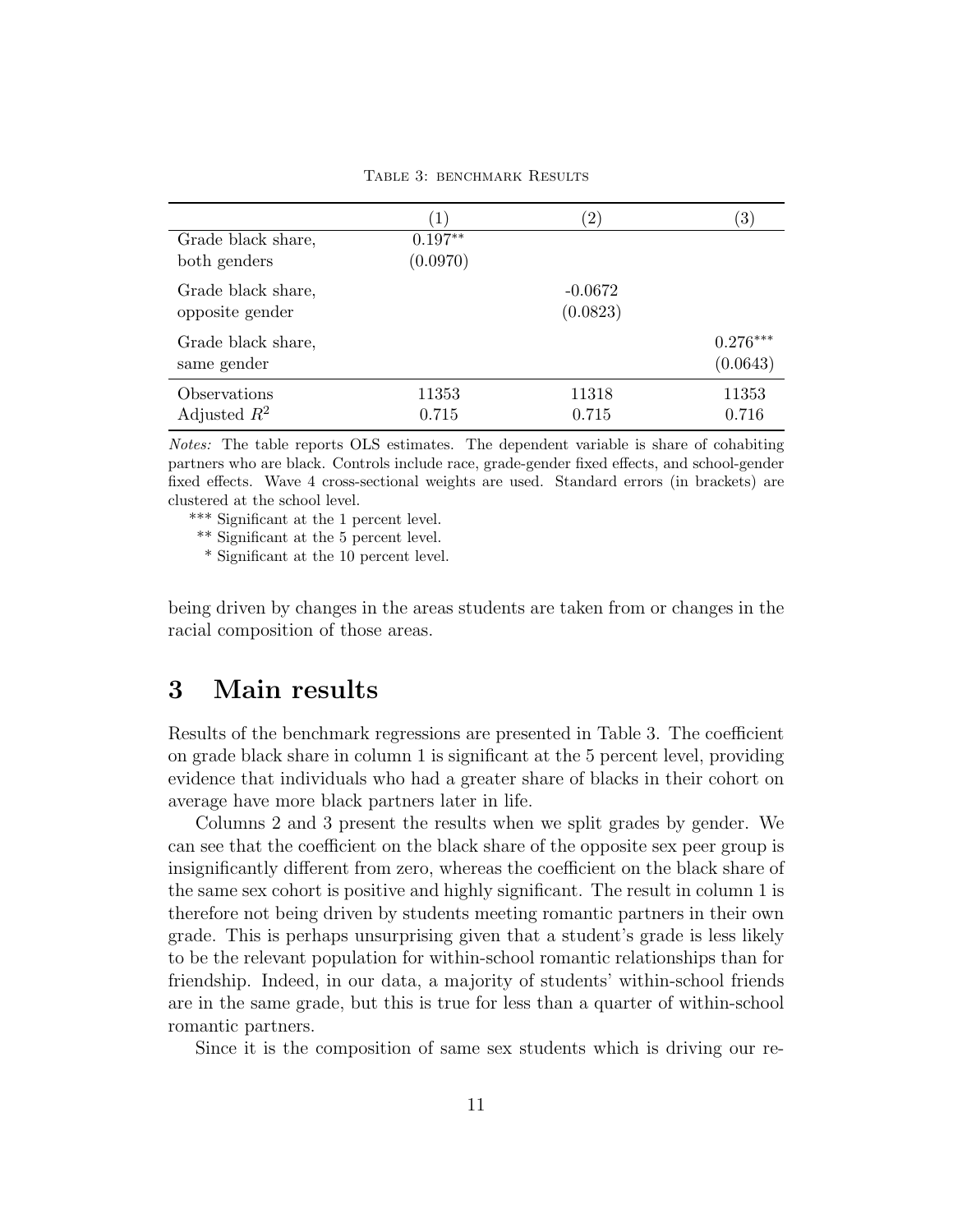Table 3: benchmark Results

| | (1) | (2) | (3) |
|---|---|---|---|
| Grade black share, both genders | 0.197** (0.0970) | | |
| Grade black share, opposite gender | | -0.0672 (0.0823) | |
| Grade black share, same gender | | | 0.276*** (0.0643) |
| Observations | 11353 | 11318 | 11353 |
| Adjusted $R^2$ | 0.715 | 0.715 | 0.716 |

*Notes:* The table reports OLS estimates. The dependent variable is share of cohabiting partners who are black. Controls include race, grade-gender fixed effects, and school-gender fixed effects. Wave 4 cross-sectional weights are used. Standard errors (in brackets) are clustered at the school level.

*** Significant at the 1 percent level.

** Significant at the 5 percent level.

* Significant at the 10 percent level.

being driven by changes in the areas students are taken from or changes in the racial composition of those areas.

# 3 Main results

Results of the benchmark regressions are presented in Table 3. The coefficient on grade black share in column 1 is significant at the 5 percent level, providing evidence that individuals who had a greater share of blacks in their cohort on average have more black partners later in life.

Columns 2 and 3 present the results when we split grades by gender. We can see that the coefficient on the black share of the opposite sex peer group is insignificantly different from zero, whereas the coefficient on the black share of the same sex cohort is positive and highly significant. The result in column 1 is therefore not being driven by students meeting romantic partners in their own grade. This is perhaps unsurprising given that a student's grade is less likely to be the relevant population for within-school romantic relationships than for friendship. Indeed, in our data, a majority of students' within-school friends are in the same grade, but this is true for less than a quarter of within-school romantic partners.

Since it is the composition of same sex students which is driving our re-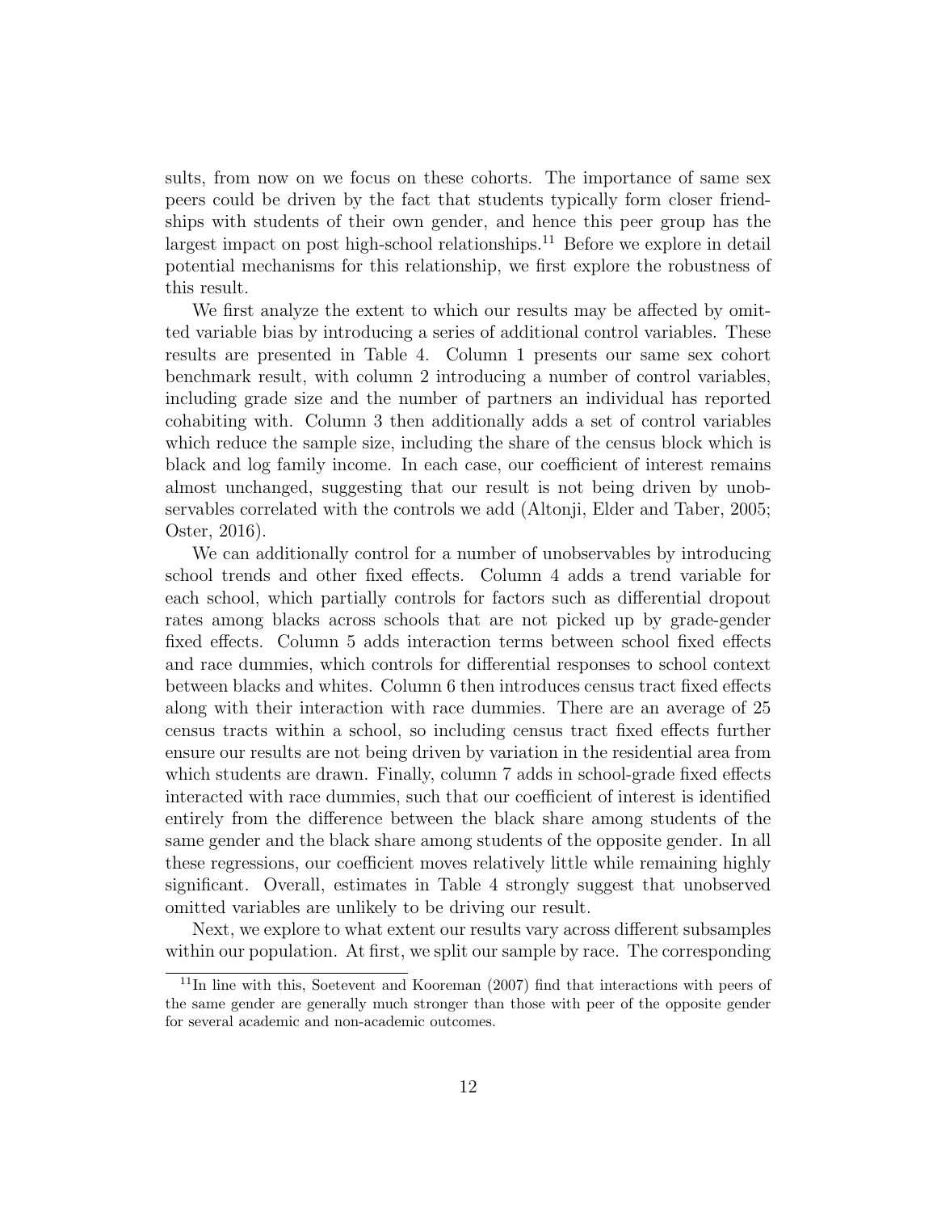sults, from now on we focus on these cohorts. The importance of same sex peers could be driven by the fact that students typically form closer friendships with students of their own gender, and hence this peer group has the largest impact on post high-school relationships.[11] Before we explore in detail potential mechanisms for this relationship, we first explore the robustness of this result.

We first analyze the extent to which our results may be affected by omitted variable bias by introducing a series of additional control variables. These results are presented in Table 4. Column 1 presents our same sex cohort benchmark result, with column 2 introducing a number of control variables, including grade size and the number of partners an individual has reported cohabiting with. Column 3 then additionally adds a set of control variables which reduce the sample size, including the share of the census block which is black and log family income. In each case, our coefficient of interest remains almost unchanged, suggesting that our result is not being driven by unobservables correlated with the controls we add (Altonji, Elder and Taber, 2005; Oster, 2016).

We can additionally control for a number of unobservables by introducing school trends and other fixed effects. Column 4 adds a trend variable for each school, which partially controls for factors such as differential dropout rates among blacks across schools that are not picked up by grade-gender fixed effects. Column 5 adds interaction terms between school fixed effects and race dummies, which controls for differential responses to school context between blacks and whites. Column 6 then introduces census tract fixed effects along with their interaction with race dummies. There are an average of 25 census tracts within a school, so including census tract fixed effects further ensure our results are not being driven by variation in the residential area from which students are drawn. Finally, column 7 adds in school-grade fixed effects interacted with race dummies, such that our coefficient of interest is identified entirely from the difference between the black share among students of the same gender and the black share among students of the opposite gender. In all these regressions, our coefficient moves relatively little while remaining highly significant. Overall, estimates in Table 4 strongly suggest that unobserved omitted variables are unlikely to be driving our result.

Next, we explore to what extent our results vary across different subsamples within our population. At first, we split our sample by race. The corresponding

[11]In line with this, Soetevent and Kooreman (2007) find that interactions with peers of the same gender are generally much stronger than those with peer of the opposite gender for several academic and non-academic outcomes.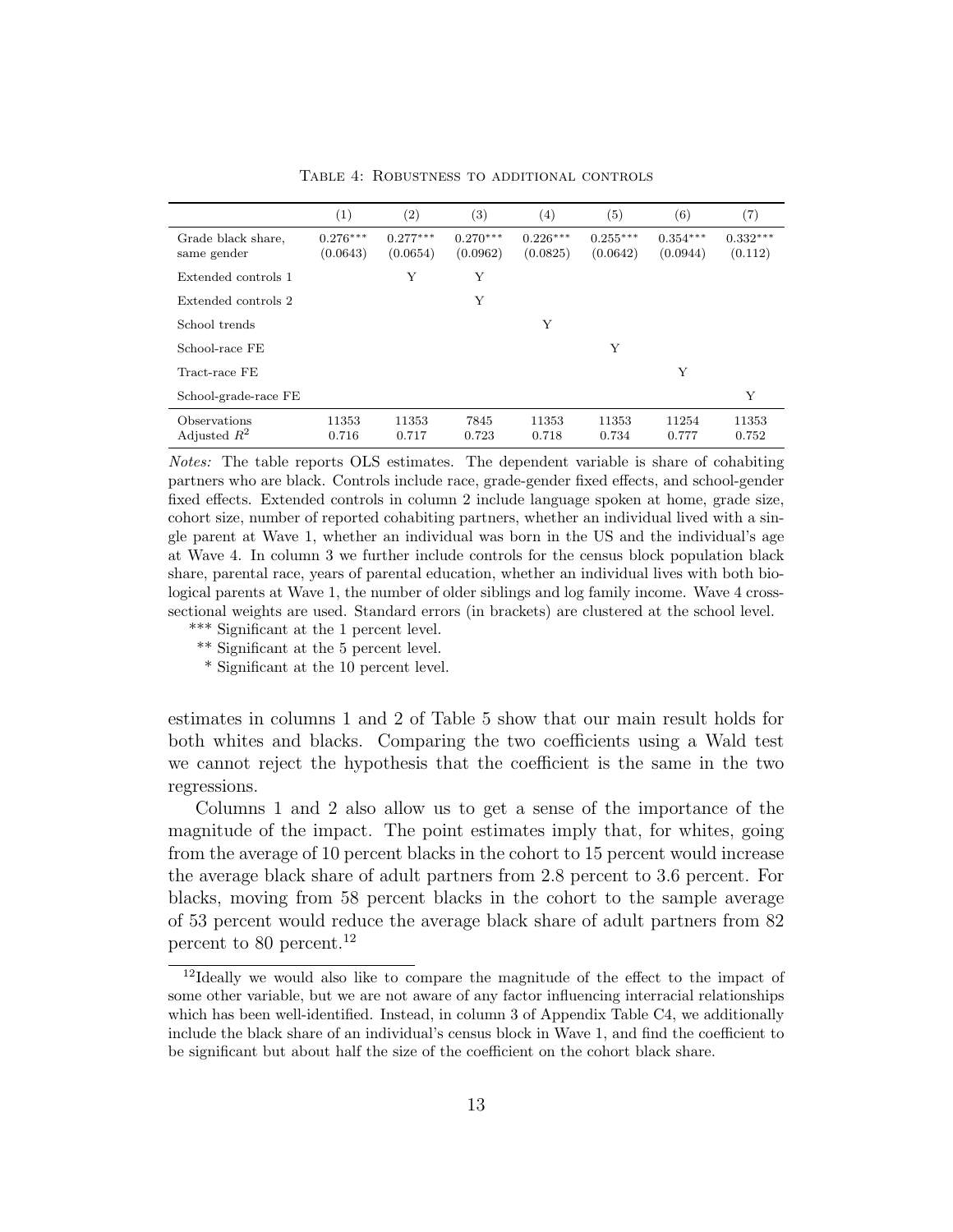Table 4: Robustness to additional controls

| | (1) | (2) | (3) | (4) | (5) | (6) | (7) |
|---|---|---|---|---|---|---|---|
| Grade black share, same gender | 0.276*** (0.0643) | 0.277*** (0.0654) | 0.270*** (0.0962) | 0.226*** (0.0825) | 0.255*** (0.0642) | 0.354*** (0.0944) | 0.332*** (0.112) |
| Extended controls 1 | | Y | Y | | | | |
| Extended controls 2 | | | Y | | | | |
| School trends | | | | Y | | | |
| School-race FE | | | | | Y | | |
| Tract-race FE | | | | | | Y | |
| School-grade-race FE | | | | | | | Y |
| Observations | 11353 | 11353 | 7845 | 11353 | 11353 | 11254 | 11353 |
| Adjusted $R^2$ | 0.716 | 0.717 | 0.723 | 0.718 | 0.734 | 0.777 | 0.752 |

*Notes:* The table reports OLS estimates. The dependent variable is share of cohabiting partners who are black. Controls include race, grade-gender fixed effects, and school-gender fixed effects. Extended controls in column 2 include language spoken at home, grade size, cohort size, number of reported cohabiting partners, whether an individual lived with a single parent at Wave 1, whether an individual was born in the US and the individual's age at Wave 4. In column 3 we further include controls for the census block population black share, parental race, years of parental education, whether an individual lives with both biological parents at Wave 1, the number of older siblings and log family income. Wave 4 cross-sectional weights are used. Standard errors (in brackets) are clustered at the school level.

*** Significant at the 1 percent level.

** Significant at the 5 percent level.

* Significant at the 10 percent level.

estimates in columns 1 and 2 of Table 5 show that our main result holds for both whites and blacks. Comparing the two coefficients using a Wald test we cannot reject the hypothesis that the coefficient is the same in the two regressions.

Columns 1 and 2 also allow us to get a sense of the importance of the magnitude of the impact. The point estimates imply that, for whites, going from the average of 10 percent blacks in the cohort to 15 percent would increase the average black share of adult partners from 2.8 percent to 3.6 percent. For blacks, moving from 58 percent blacks in the cohort to the sample average of 53 percent would reduce the average black share of adult partners from 82 percent to 80 percent.[12]

[12]Ideally we would also like to compare the magnitude of the effect to the impact of some other variable, but we are not aware of any factor influencing interracial relationships which has been well-identified. Instead, in column 3 of Appendix Table C4, we additionally include the black share of an individual's census block in Wave 1, and find the coefficient to be significant but about half the size of the coefficient on the cohort black share.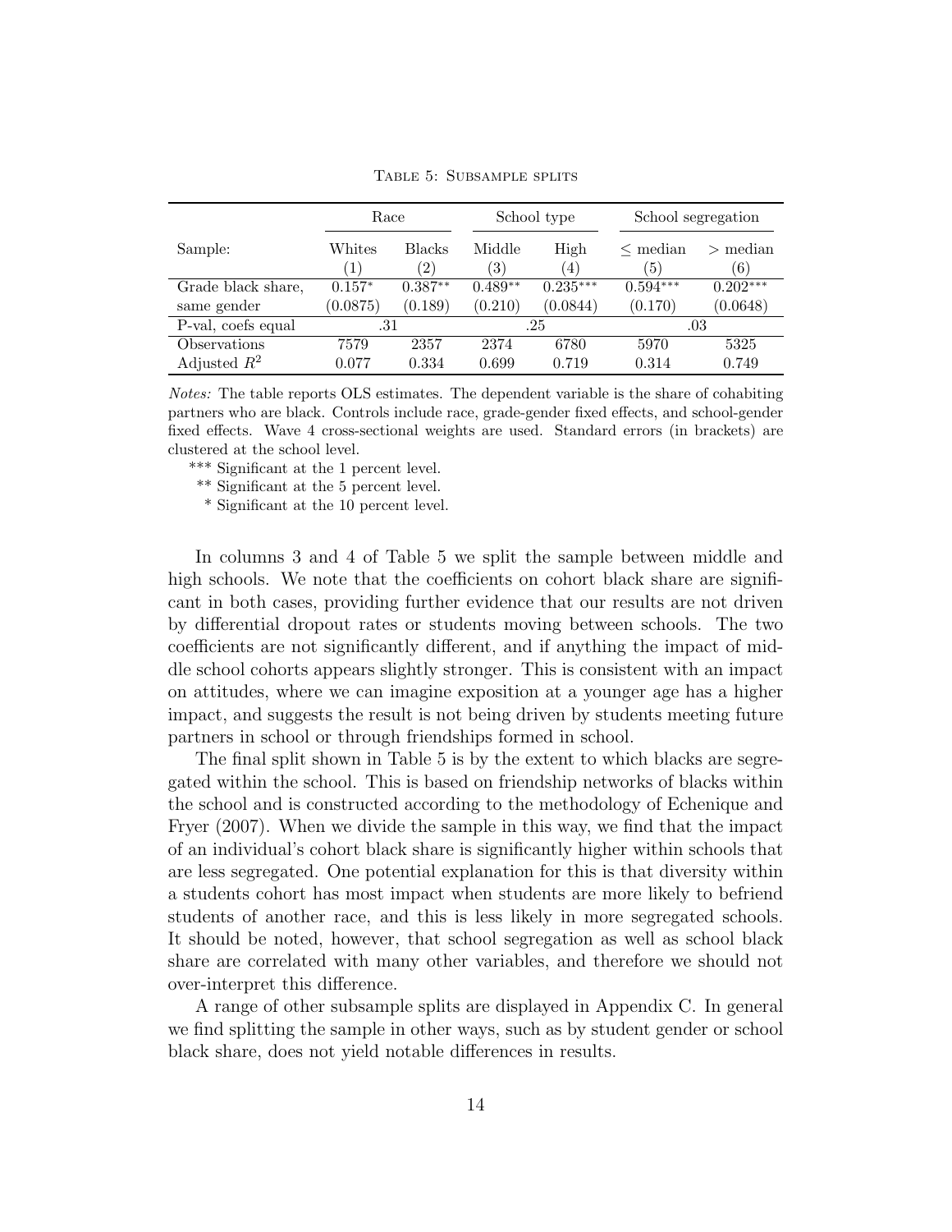Table 5: Subsample splits

| | Race | | School type | | School segregation | |
|---|---|---|---|---|---|---|
| Sample: | Whites | Blacks | Middle | High | $\leq$ median | $>$ median |
| | (1) | (2) | (3) | (4) | (5) | (6) |
| Grade black share, same gender | 0.157* | 0.387** | 0.489** | 0.235*** | 0.594*** | 0.202*** |
| | (0.0875) | (0.189) | (0.210) | (0.0844) | (0.170) | (0.0648) |
| P-val, coefs equal | .31 | | .25 | | .03 | |
| Observations | 7579 | 2357 | 2374 | 6780 | 5970 | 5325 |
| Adjusted $R^2$ | 0.077 | 0.334 | 0.699 | 0.719 | 0.314 | 0.749 |

*Notes:* The table reports OLS estimates. The dependent variable is the share of cohabiting partners who are black. Controls include race, grade-gender fixed effects, and school-gender fixed effects. Wave 4 cross-sectional weights are used. Standard errors (in brackets) are clustered at the school level.

*** Significant at the 1 percent level.

** Significant at the 5 percent level.

* Significant at the 10 percent level.

In columns 3 and 4 of Table 5 we split the sample between middle and high schools. We note that the coefficients on cohort black share are significant in both cases, providing further evidence that our results are not driven by differential dropout rates or students moving between schools. The two coefficients are not significantly different, and if anything the impact of middle school cohorts appears slightly stronger. This is consistent with an impact on attitudes, where we can imagine exposition at a younger age has a higher impact, and suggests the result is not being driven by students meeting future partners in school or through friendships formed in school.

The final split shown in Table 5 is by the extent to which blacks are segregated within the school. This is based on friendship networks of blacks within the school and is constructed according to the methodology of Echenique and Fryer (2007). When we divide the sample in this way, we find that the impact of an individual's cohort black share is significantly higher within schools that are less segregated. One potential explanation for this is that diversity within a students cohort has most impact when students are more likely to befriend students of another race, and this is less likely in more segregated schools. It should be noted, however, that school segregation as well as school black share are correlated with many other variables, and therefore we should not over-interpret this difference.

A range of other subsample splits are displayed in Appendix C. In general we find splitting the sample in other ways, such as by student gender or school black share, does not yield notable differences in results.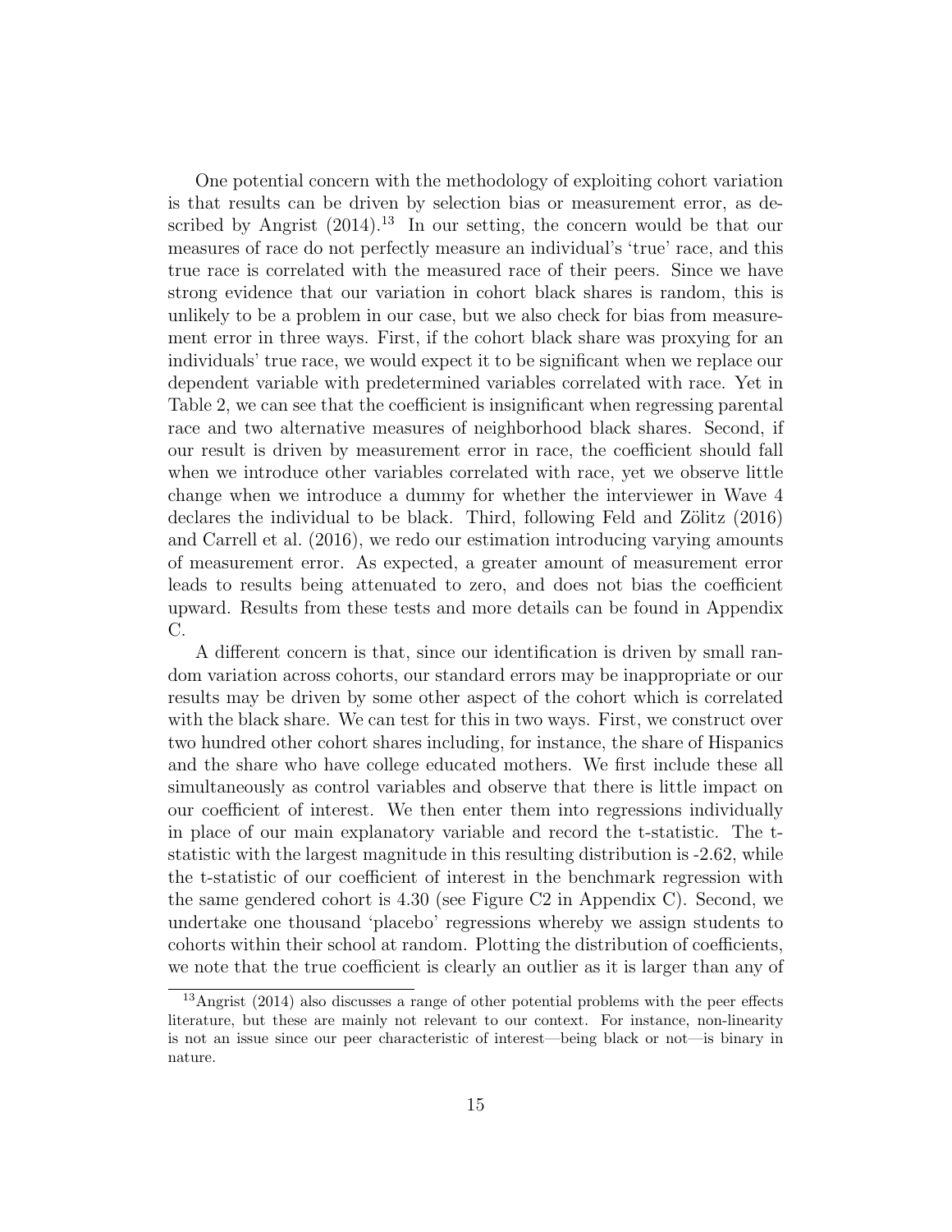One potential concern with the methodology of exploiting cohort variation is that results can be driven by selection bias or measurement error, as described by Angrist (2014).[13] In our setting, the concern would be that our measures of race do not perfectly measure an individual's 'true' race, and this true race is correlated with the measured race of their peers. Since we have strong evidence that our variation in cohort black shares is random, this is unlikely to be a problem in our case, but we also check for bias from measurement error in three ways. First, if the cohort black share was proxying for an individuals' true race, we would expect it to be significant when we replace our dependent variable with predetermined variables correlated with race. Yet in Table 2, we can see that the coefficient is insignificant when regressing parental race and two alternative measures of neighborhood black shares. Second, if our result is driven by measurement error in race, the coefficient should fall when we introduce other variables correlated with race, yet we observe little change when we introduce a dummy for whether the interviewer in Wave 4 declares the individual to be black. Third, following Feld and Zölitz (2016) and Carrell et al. (2016), we redo our estimation introducing varying amounts of measurement error. As expected, a greater amount of measurement error leads to results being attenuated to zero, and does not bias the coefficient upward. Results from these tests and more details can be found in Appendix C.

A different concern is that, since our identification is driven by small random variation across cohorts, our standard errors may be inappropriate or our results may be driven by some other aspect of the cohort which is correlated with the black share. We can test for this in two ways. First, we construct over two hundred other cohort shares including, for instance, the share of Hispanics and the share who have college educated mothers. We first include these all simultaneously as control variables and observe that there is little impact on our coefficient of interest. We then enter them into regressions individually in place of our main explanatory variable and record the t-statistic. The t-statistic with the largest magnitude in this resulting distribution is -2.62, while the t-statistic of our coefficient of interest in the benchmark regression with the same gendered cohort is 4.30 (see Figure C2 in Appendix C). Second, we undertake one thousand 'placebo' regressions whereby we assign students to cohorts within their school at random. Plotting the distribution of coefficients, we note that the true coefficient is clearly an outlier as it is larger than any of

[13] Angrist (2014) also discusses a range of other potential problems with the peer effects literature, but these are mainly not relevant to our context. For instance, non-linearity is not an issue since our peer characteristic of interest—being black or not—is binary in nature.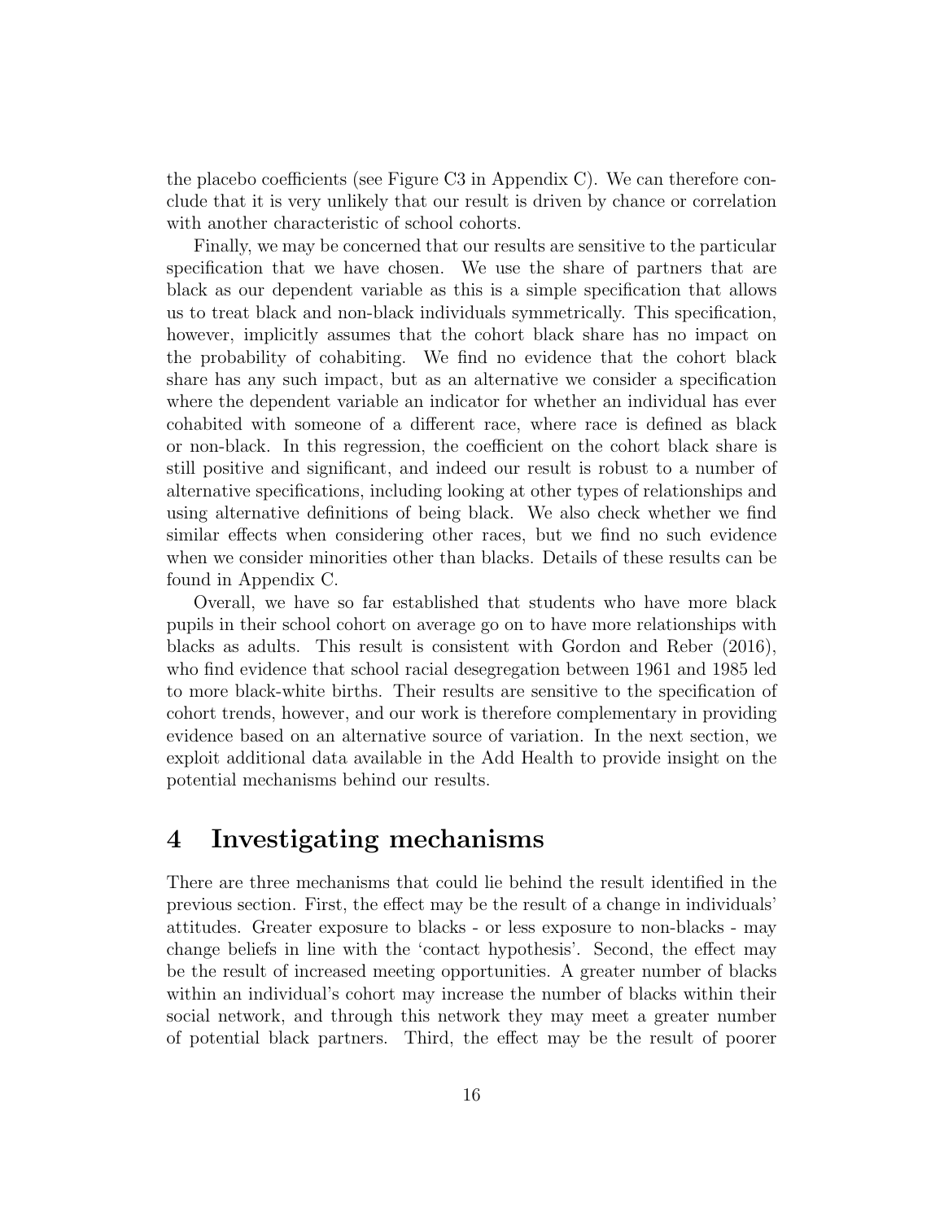the placebo coefficients (see Figure C3 in Appendix C). We can therefore conclude that it is very unlikely that our result is driven by chance or correlation with another characteristic of school cohorts.

Finally, we may be concerned that our results are sensitive to the particular specification that we have chosen. We use the share of partners that are black as our dependent variable as this is a simple specification that allows us to treat black and non-black individuals symmetrically. This specification, however, implicitly assumes that the cohort black share has no impact on the probability of cohabiting. We find no evidence that the cohort black share has any such impact, but as an alternative we consider a specification where the dependent variable an indicator for whether an individual has ever cohabited with someone of a different race, where race is defined as black or non-black. In this regression, the coefficient on the cohort black share is still positive and significant, and indeed our result is robust to a number of alternative specifications, including looking at other types of relationships and using alternative definitions of being black. We also check whether we find similar effects when considering other races, but we find no such evidence when we consider minorities other than blacks. Details of these results can be found in Appendix C.

Overall, we have so far established that students who have more black pupils in their school cohort on average go on to have more relationships with blacks as adults. This result is consistent with Gordon and Reber (2016), who find evidence that school racial desegregation between 1961 and 1985 led to more black-white births. Their results are sensitive to the specification of cohort trends, however, and our work is therefore complementary in providing evidence based on an alternative source of variation. In the next section, we exploit additional data available in the Add Health to provide insight on the potential mechanisms behind our results.

# 4 Investigating mechanisms

There are three mechanisms that could lie behind the result identified in the previous section. First, the effect may be the result of a change in individuals' attitudes. Greater exposure to blacks - or less exposure to non-blacks - may change beliefs in line with the 'contact hypothesis'. Second, the effect may be the result of increased meeting opportunities. A greater number of blacks within an individual's cohort may increase the number of blacks within their social network, and through this network they may meet a greater number of potential black partners. Third, the effect may be the result of poorer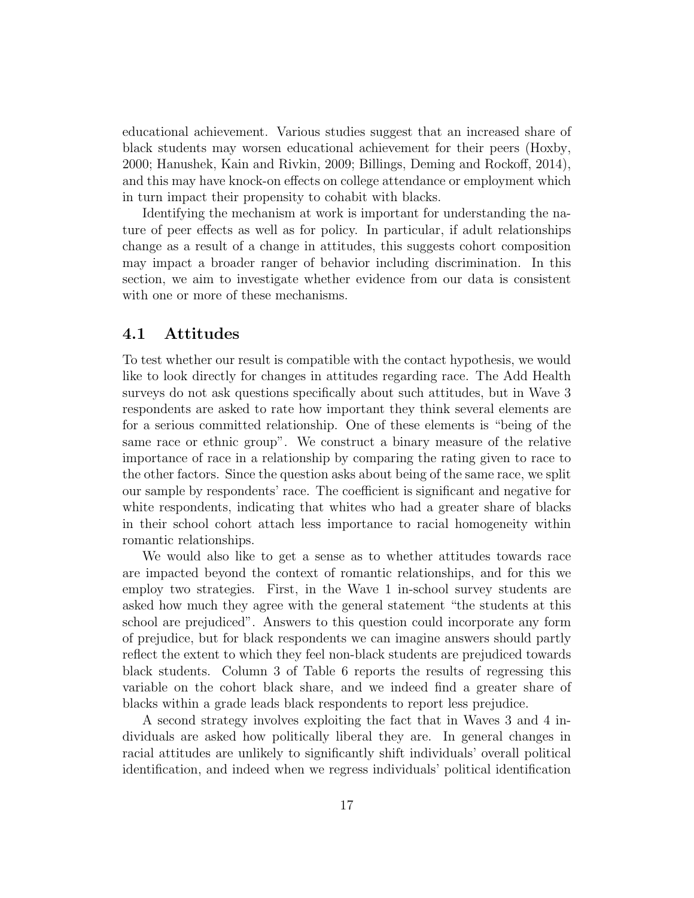educational achievement. Various studies suggest that an increased share of black students may worsen educational achievement for their peers (Hoxby, 2000; Hanushek, Kain and Rivkin, 2009; Billings, Deming and Rockoff, 2014), and this may have knock-on effects on college attendance or employment which in turn impact their propensity to cohabit with blacks.

Identifying the mechanism at work is important for understanding the nature of peer effects as well as for policy. In particular, if adult relationships change as a result of a change in attitudes, this suggests cohort composition may impact a broader ranger of behavior including discrimination. In this section, we aim to investigate whether evidence from our data is consistent with one or more of these mechanisms.

## 4.1 Attitudes

To test whether our result is compatible with the contact hypothesis, we would like to look directly for changes in attitudes regarding race. The Add Health surveys do not ask questions specifically about such attitudes, but in Wave 3 respondents are asked to rate how important they think several elements are for a serious committed relationship. One of these elements is "being of the same race or ethnic group". We construct a binary measure of the relative importance of race in a relationship by comparing the rating given to race to the other factors. Since the question asks about being of the same race, we split our sample by respondents' race. The coefficient is significant and negative for white respondents, indicating that whites who had a greater share of blacks in their school cohort attach less importance to racial homogeneity within romantic relationships.

We would also like to get a sense as to whether attitudes towards race are impacted beyond the context of romantic relationships, and for this we employ two strategies. First, in the Wave 1 in-school survey students are asked how much they agree with the general statement "the students at this school are prejudiced". Answers to this question could incorporate any form of prejudice, but for black respondents we can imagine answers should partly reflect the extent to which they feel non-black students are prejudiced towards black students. Column 3 of Table 6 reports the results of regressing this variable on the cohort black share, and we indeed find a greater share of blacks within a grade leads black respondents to report less prejudice.

A second strategy involves exploiting the fact that in Waves 3 and 4 individuals are asked how politically liberal they are. In general changes in racial attitudes are unlikely to significantly shift individuals' overall political identification, and indeed when we regress individuals' political identification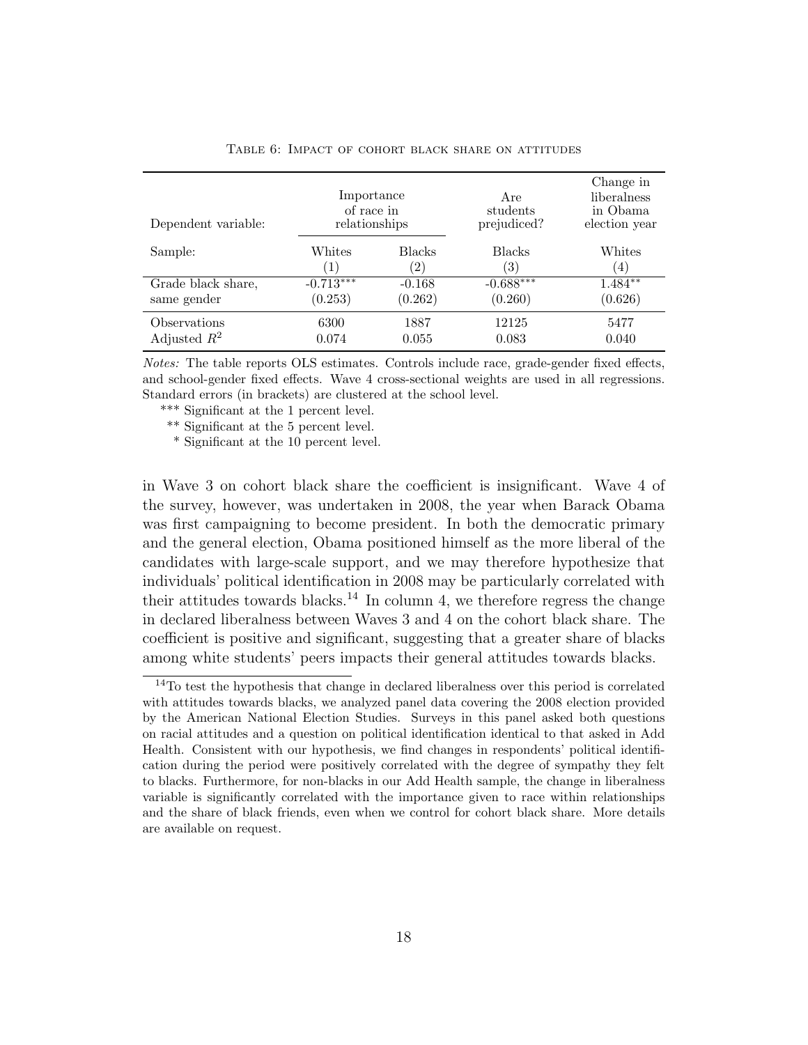Table 6: Impact of cohort black share on attitudes

| Dependent variable: | Importance of race in relationships | | Are students prejudiced? | Change in liberalness in Obama election year |
|---|---|---|---|---|
| Sample: | Whites | Blacks | Blacks | Whites |
| | (1) | (2) | (3) | (4) |
| Grade black share, same gender | -0.713*** | -0.168 | -0.688*** | 1.484** |
| | (0.253) | (0.262) | (0.260) | (0.626) |
| Observations | 6300 | 1887 | 12125 | 5477 |
| Adjusted $R^2$ | 0.074 | 0.055 | 0.083 | 0.040 |

*Notes:* The table reports OLS estimates. Controls include race, grade-gender fixed effects, and school-gender fixed effects. Wave 4 cross-sectional weights are used in all regressions. Standard errors (in brackets) are clustered at the school level.

*** Significant at the 1 percent level.

** Significant at the 5 percent level.

* Significant at the 10 percent level.

in Wave 3 on cohort black share the coefficient is insignificant. Wave 4 of the survey, however, was undertaken in 2008, the year when Barack Obama was first campaigning to become president. In both the democratic primary and the general election, Obama positioned himself as the more liberal of the candidates with large-scale support, and we may therefore hypothesize that individuals' political identification in 2008 may be particularly correlated with their attitudes towards blacks.[14] In column 4, we therefore regress the change in declared liberalness between Waves 3 and 4 on the cohort black share. The coefficient is positive and significant, suggesting that a greater share of blacks among white students' peers impacts their general attitudes towards blacks.

[14] To test the hypothesis that change in declared liberalness over this period is correlated with attitudes towards blacks, we analyzed panel data covering the 2008 election provided by the American National Election Studies. Surveys in this panel asked both questions on racial attitudes and a question on political identification identical to that asked in Add Health. Consistent with our hypothesis, we find changes in respondents' political identification during the period were positively correlated with the degree of sympathy they felt to blacks. Furthermore, for non-blacks in our Add Health sample, the change in liberalness variable is significantly correlated with the importance given to race within relationships and the share of black friends, even when we control for cohort black share. More details are available on request.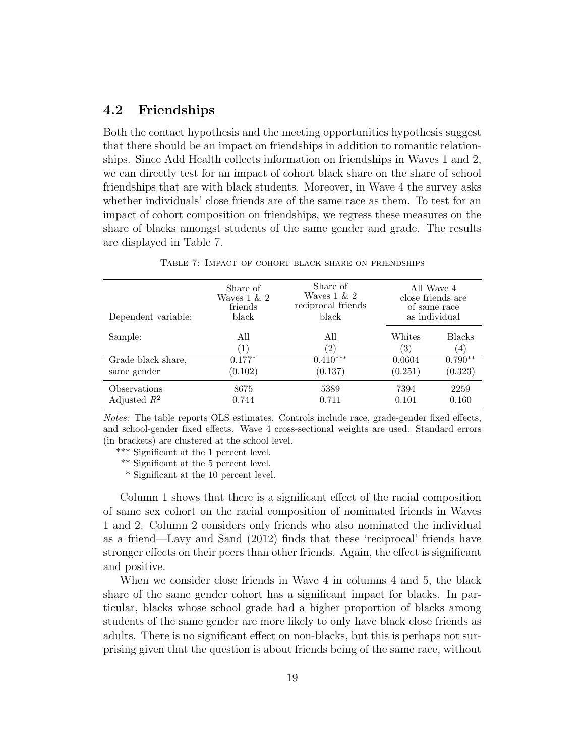## 4.2 Friendships

Both the contact hypothesis and the meeting opportunities hypothesis suggest that there should be an impact on friendships in addition to romantic relationships. Since Add Health collects information on friendships in Waves 1 and 2, we can directly test for an impact of cohort black share on the share of school friendships that are with black students. Moreover, in Wave 4 the survey asks whether individuals' close friends are of the same race as them. To test for an impact of cohort composition on friendships, we regress these measures on the share of blacks amongst students of the same gender and grade. The results are displayed in Table 7.

Table 7: Impact of cohort black share on friendships

| Dependent variable: | Share of Waves 1 & 2 friends black | Share of Waves 1 & 2 reciprocal friends black | All Wave 4 close friends are of same race as individual | |
|---|---|---|---|---|
| Sample: | All | All | Whites | Blacks |
| | (1) | (2) | (3) | (4) |
| Grade black share, | $0.177^{*}$ | $0.410^{***}$ | 0.0604 | $0.790^{**}$ |
| same gender | (0.102) | (0.137) | (0.251) | (0.323) |
| Observations | 8675 | 5389 | 7394 | 2259 |
| Adjusted $R^2$ | 0.744 | 0.711 | 0.101 | 0.160 |

*Notes:* The table reports OLS estimates. Controls include race, grade-gender fixed effects, and school-gender fixed effects. Wave 4 cross-sectional weights are used. Standard errors (in brackets) are clustered at the school level.

*** Significant at the 1 percent level.

** Significant at the 5 percent level.

* Significant at the 10 percent level.

Column 1 shows that there is a significant effect of the racial composition of same sex cohort on the racial composition of nominated friends in Waves 1 and 2. Column 2 considers only friends who also nominated the individual as a friend—Lavy and Sand (2012) finds that these 'reciprocal' friends have stronger effects on their peers than other friends. Again, the effect is significant and positive.

When we consider close friends in Wave 4 in columns 4 and 5, the black share of the same gender cohort has a significant impact for blacks. In particular, blacks whose school grade had a higher proportion of blacks among students of the same gender are more likely to only have black close friends as adults. There is no significant effect on non-blacks, but this is perhaps not surprising given that the question is about friends being of the same race, without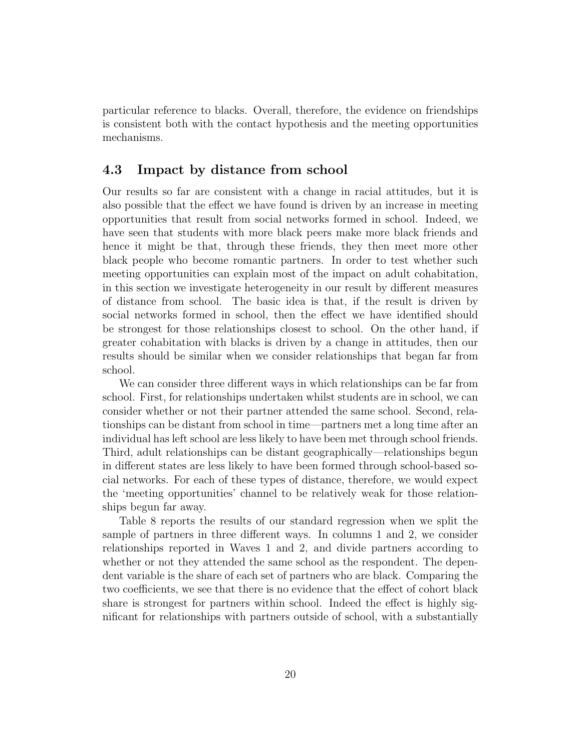particular reference to blacks. Overall, therefore, the evidence on friendships is consistent both with the contact hypothesis and the meeting opportunities mechanisms.

### 4.3 Impact by distance from school

Our results so far are consistent with a change in racial attitudes, but it is also possible that the effect we have found is driven by an increase in meeting opportunities that result from social networks formed in school. Indeed, we have seen that students with more black peers make more black friends and hence it might be that, through these friends, they then meet more other black people who become romantic partners. In order to test whether such meeting opportunities can explain most of the impact on adult cohabitation, in this section we investigate heterogeneity in our result by different measures of distance from school. The basic idea is that, if the result is driven by social networks formed in school, then the effect we have identified should be strongest for those relationships closest to school. On the other hand, if greater cohabitation with blacks is driven by a change in attitudes, then our results should be similar when we consider relationships that began far from school.

We can consider three different ways in which relationships can be far from school. First, for relationships undertaken whilst students are in school, we can consider whether or not their partner attended the same school. Second, relationships can be distant from school in time—partners met a long time after an individual has left school are less likely to have been met through school friends. Third, adult relationships can be distant geographically—relationships begun in different states are less likely to have been formed through school-based social networks. For each of these types of distance, therefore, we would expect the 'meeting opportunities' channel to be relatively weak for those relationships begun far away.

Table 8 reports the results of our standard regression when we split the sample of partners in three different ways. In columns 1 and 2, we consider relationships reported in Waves 1 and 2, and divide partners according to whether or not they attended the same school as the respondent. The dependent variable is the share of each set of partners who are black. Comparing the two coefficients, we see that there is no evidence that the effect of cohort black share is strongest for partners within school. Indeed the effect is highly significant for relationships with partners outside of school, with a substantially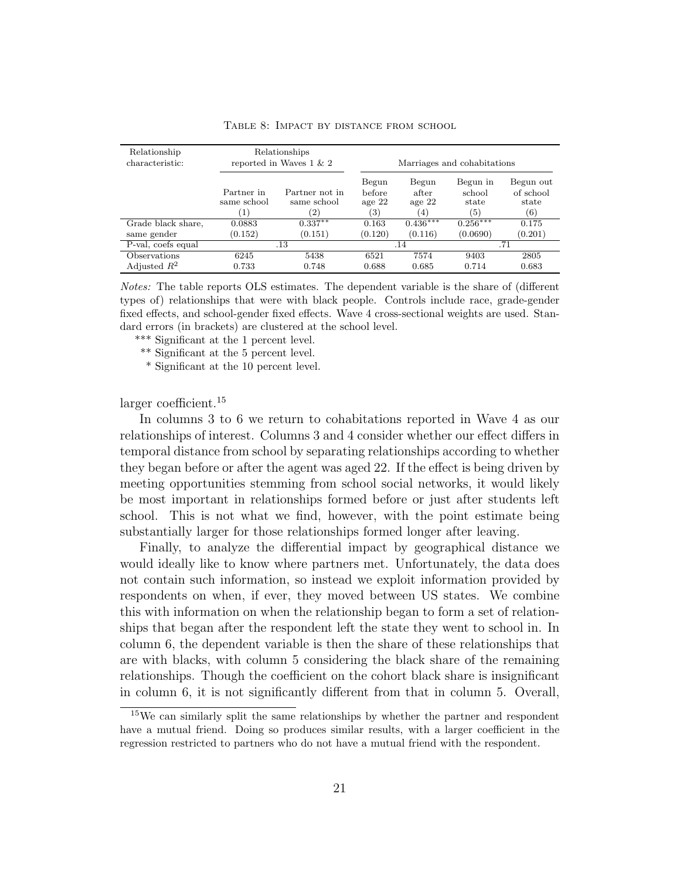TABLE 8: IMPACT BY DISTANCE FROM SCHOOL

| Relationship characteristic: | Relationships reported in Waves 1 & 2 | | Marriages and cohabitations | | | |
|---|---|---|---|---|---|---|
| | Partner in same school | Partner not in same school | Begun before age 22 | Begun after age 22 | Begun in school state | Begun out of school state |
| | (1) | (2) | (3) | (4) | (5) | (6) |
| Grade black share, same gender | 0.0883 (0.152) | $0.337^{**}$ (0.151) | 0.163 (0.120) | $0.436^{***}$ (0.116) | $0.256^{***}$ (0.0690) | 0.175 (0.201) |
| P-val, coefs equal | .13 | | .14 | | .71 | |
| Observations | 6245 | 5438 | 6521 | 7574 | 9403 | 2805 |
| Adjusted $R^2$ | 0.733 | 0.748 | 0.688 | 0.685 | 0.714 | 0.683 |

*Notes:* The table reports OLS estimates. The dependent variable is the share of (different types of) relationships that were with black people. Controls include race, grade-gender fixed effects, and school-gender fixed effects. Wave 4 cross-sectional weights are used. Standard errors (in brackets) are clustered at the school level.

*** Significant at the 1 percent level.

** Significant at the 5 percent level.

* Significant at the 10 percent level.

larger coefficient.[15]

In columns 3 to 6 we return to cohabitations reported in Wave 4 as our relationships of interest. Columns 3 and 4 consider whether our effect differs in temporal distance from school by separating relationships according to whether they began before or after the agent was aged 22. If the effect is being driven by meeting opportunities stemming from school social networks, it would likely be most important in relationships formed before or just after students left school. This is not what we find, however, with the point estimate being substantially larger for those relationships formed longer after leaving.

Finally, to analyze the differential impact by geographical distance we would ideally like to know where partners met. Unfortunately, the data does not contain such information, so instead we exploit information provided by respondents on when, if ever, they moved between US states. We combine this with information on when the relationship began to form a set of relationships that began after the respondent left the state they went to school in. In column 6, the dependent variable is then the share of these relationships that are with blacks, with column 5 considering the black share of the remaining relationships. Though the coefficient on the cohort black share is insignificant in column 6, it is not significantly different from that in column 5. Overall,

[15] We can similarly split the same relationships by whether the partner and respondent have a mutual friend. Doing so produces similar results, with a larger coefficient in the regression restricted to partners who do not have a mutual friend with the respondent.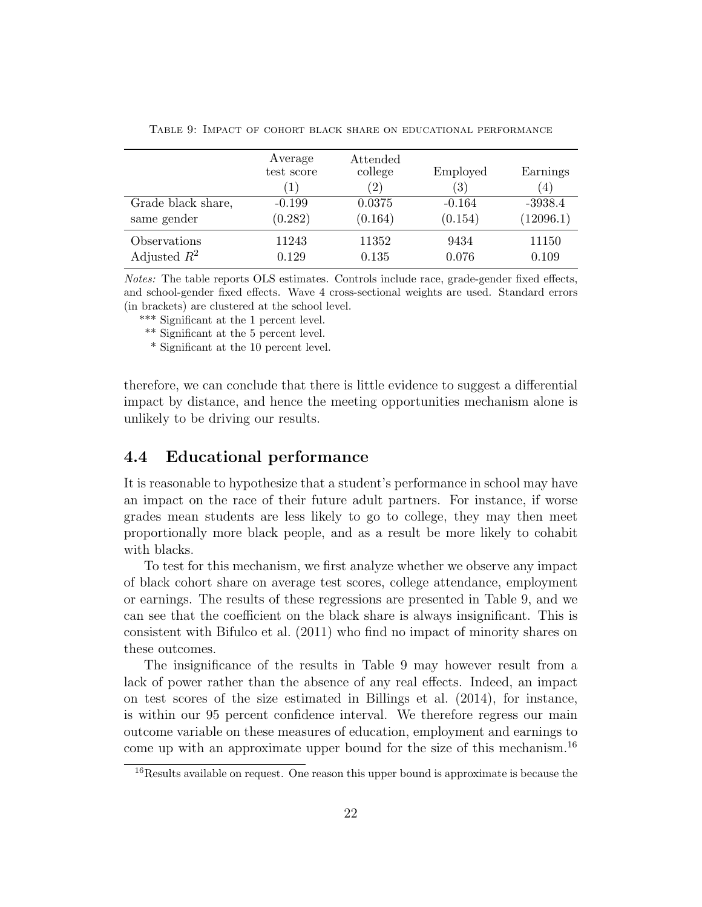Table 9: Impact of cohort black share on educational performance

| | Average test score | Attended college | Employed | Earnings |
|---|---|---|---|---|
| | (1) | (2) | (3) | (4) |
| Grade black share, same gender | -0.199 (0.282) | 0.0375 (0.164) | -0.164 (0.154) | -3938.4 (12096.1) |
| Observations | 11243 | 11352 | 9434 | 11150 |
| Adjusted $R^2$ | 0.129 | 0.135 | 0.076 | 0.109 |

*Notes:* The table reports OLS estimates. Controls include race, grade-gender fixed effects, and school-gender fixed effects. Wave 4 cross-sectional weights are used. Standard errors (in brackets) are clustered at the school level.

*** Significant at the 1 percent level.

** Significant at the 5 percent level.

* Significant at the 10 percent level.

therefore, we can conclude that there is little evidence to suggest a differential impact by distance, and hence the meeting opportunities mechanism alone is unlikely to be driving our results.

## 4.4 Educational performance

It is reasonable to hypothesize that a student's performance in school may have an impact on the race of their future adult partners. For instance, if worse grades mean students are less likely to go to college, they may then meet proportionally more black people, and as a result be more likely to cohabit with blacks.

To test for this mechanism, we first analyze whether we observe any impact of black cohort share on average test scores, college attendance, employment or earnings. The results of these regressions are presented in Table 9, and we can see that the coefficient on the black share is always insignificant. This is consistent with Bifulco et al. (2011) who find no impact of minority shares on these outcomes.

The insignificance of the results in Table 9 may however result from a lack of power rather than the absence of any real effects. Indeed, an impact on test scores of the size estimated in Billings et al. (2014), for instance, is within our 95 percent confidence interval. We therefore regress our main outcome variable on these measures of education, employment and earnings to come up with an approximate upper bound for the size of this mechanism.[16]

[16] Results available on request. One reason this upper bound is approximate is because the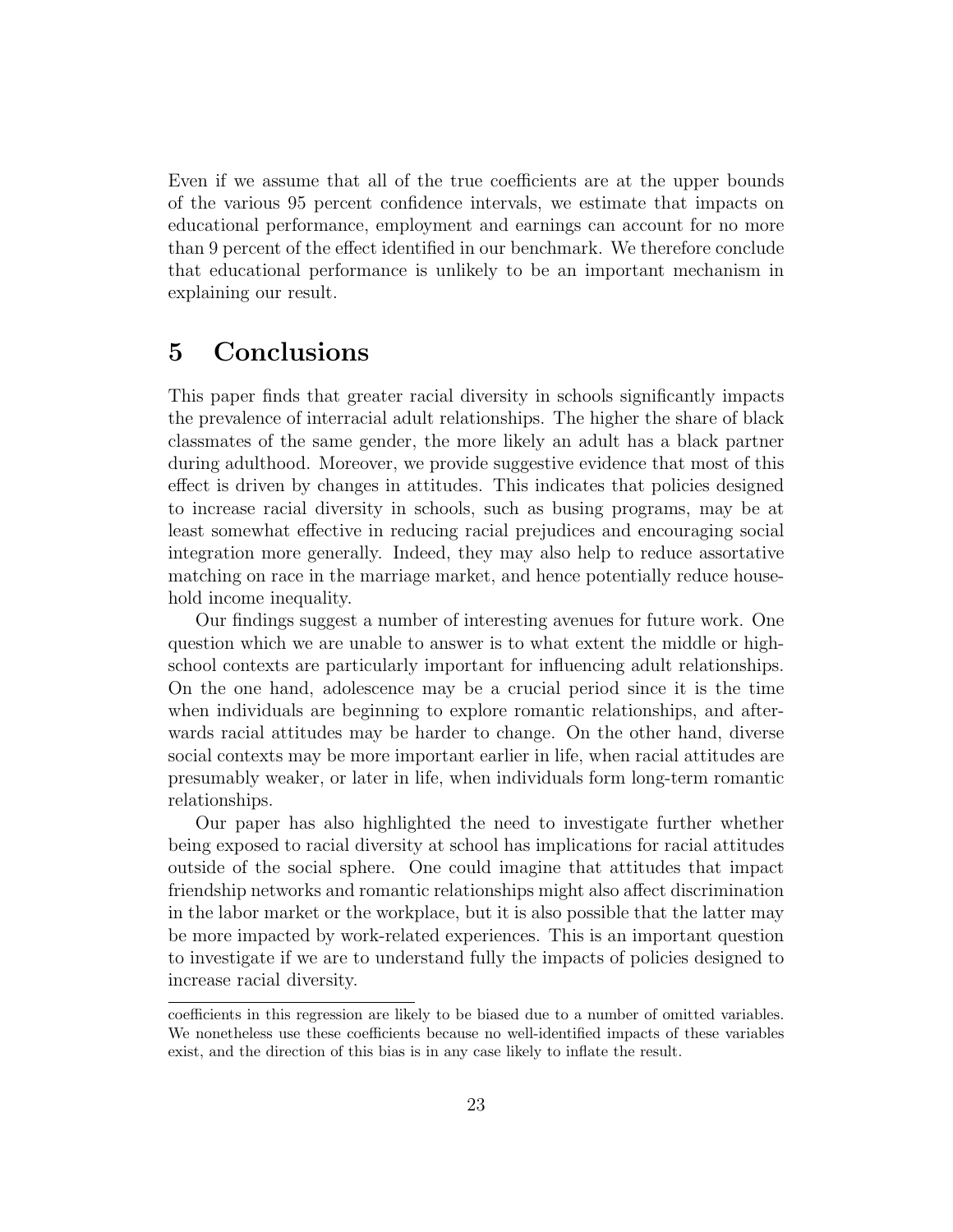Even if we assume that all of the true coefficients are at the upper bounds of the various 95 percent confidence intervals, we estimate that impacts on educational performance, employment and earnings can account for no more than 9 percent of the effect identified in our benchmark. We therefore conclude that educational performance is unlikely to be an important mechanism in explaining our result.

## 5 Conclusions

This paper finds that greater racial diversity in schools significantly impacts the prevalence of interracial adult relationships. The higher the share of black classmates of the same gender, the more likely an adult has a black partner during adulthood. Moreover, we provide suggestive evidence that most of this effect is driven by changes in attitudes. This indicates that policies designed to increase racial diversity in schools, such as busing programs, may be at least somewhat effective in reducing racial prejudices and encouraging social integration more generally. Indeed, they may also help to reduce assortative matching on race in the marriage market, and hence potentially reduce household income inequality.

Our findings suggest a number of interesting avenues for future work. One question which we are unable to answer is to what extent the middle or high-school contexts are particularly important for influencing adult relationships. On the one hand, adolescence may be a crucial period since it is the time when individuals are beginning to explore romantic relationships, and afterwards racial attitudes may be harder to change. On the other hand, diverse social contexts may be more important earlier in life, when racial attitudes are presumably weaker, or later in life, when individuals form long-term romantic relationships.

Our paper has also highlighted the need to investigate further whether being exposed to racial diversity at school has implications for racial attitudes outside of the social sphere. One could imagine that attitudes that impact friendship networks and romantic relationships might also affect discrimination in the labor market or the workplace, but it is also possible that the latter may be more impacted by work-related experiences. This is an important question to investigate if we are to understand fully the impacts of policies designed to increase racial diversity.

---

coefficients in this regression are likely to be biased due to a number of omitted variables. We nonetheless use these coefficients because no well-identified impacts of these variables exist, and the direction of this bias is in any case likely to inflate the result.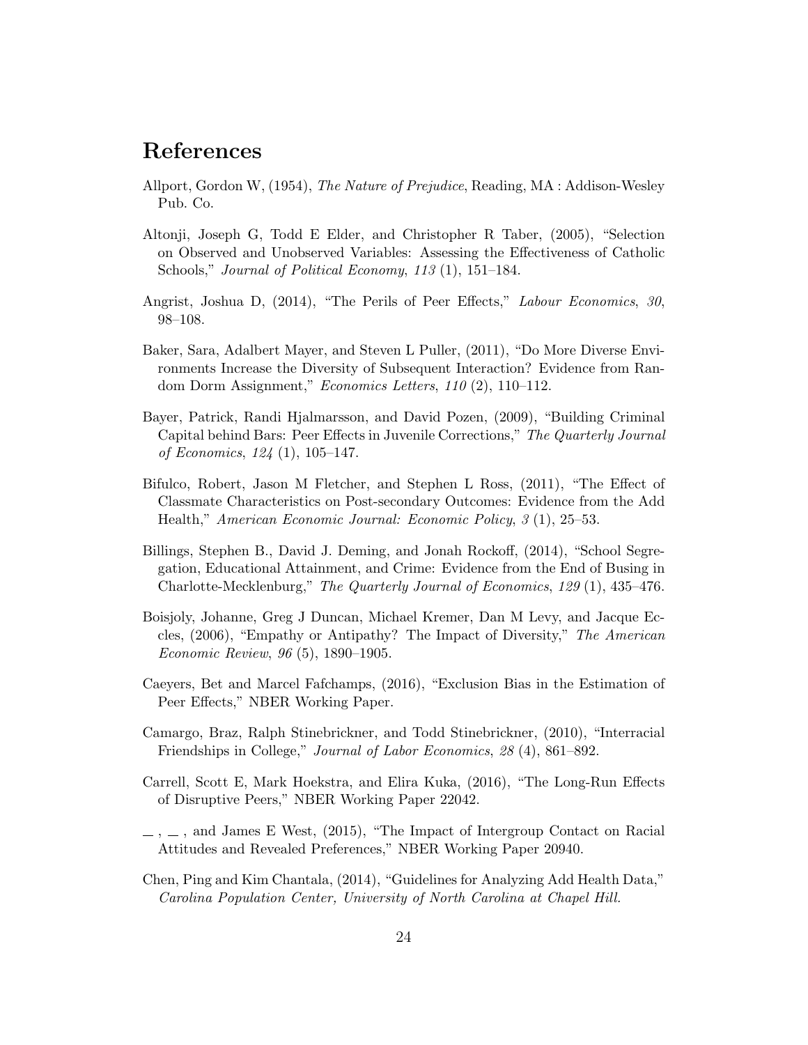# References

Allport, Gordon W, (1954), *The Nature of Prejudice*, Reading, MA : Addison-Wesley Pub. Co.

Altonji, Joseph G, Todd E Elder, and Christopher R Taber, (2005), "Selection on Observed and Unobserved Variables: Assessing the Effectiveness of Catholic Schools," *Journal of Political Economy*, *113* (1), 151–184.

Angrist, Joshua D, (2014), "The Perils of Peer Effects," *Labour Economics*, *30*, 98–108.

Baker, Sara, Adalbert Mayer, and Steven L Puller, (2011), "Do More Diverse Environments Increase the Diversity of Subsequent Interaction? Evidence from Random Dorm Assignment," *Economics Letters*, *110* (2), 110–112.

Bayer, Patrick, Randi Hjalmarsson, and David Pozen, (2009), "Building Criminal Capital behind Bars: Peer Effects in Juvenile Corrections," *The Quarterly Journal of Economics*, *124* (1), 105–147.

Bifulco, Robert, Jason M Fletcher, and Stephen L Ross, (2011), "The Effect of Classmate Characteristics on Post-secondary Outcomes: Evidence from the Add Health," *American Economic Journal: Economic Policy*, *3* (1), 25–53.

Billings, Stephen B., David J. Deming, and Jonah Rockoff, (2014), "School Segregation, Educational Attainment, and Crime: Evidence from the End of Busing in Charlotte-Mecklenburg," *The Quarterly Journal of Economics*, *129* (1), 435–476.

Boisjoly, Johanne, Greg J Duncan, Michael Kremer, Dan M Levy, and Jacque Eccles, (2006), "Empathy or Antipathy? The Impact of Diversity," *The American Economic Review*, *96* (5), 1890–1905.

Caeyers, Bet and Marcel Fafchamps, (2016), "Exclusion Bias in the Estimation of Peer Effects," NBER Working Paper.

Camargo, Braz, Ralph Stinebrickner, and Todd Stinebrickner, (2010), "Interracial Friendships in College," *Journal of Labor Economics*, *28* (4), 861–892.

Carrell, Scott E, Mark Hoekstra, and Elira Kuka, (2016), "The Long-Run Effects of Disruptive Peers," NBER Working Paper 22042.

—, —, and James E West, (2015), "The Impact of Intergroup Contact on Racial Attitudes and Revealed Preferences," NBER Working Paper 20940.

Chen, Ping and Kim Chantala, (2014), "Guidelines for Analyzing Add Health Data," *Carolina Population Center, University of North Carolina at Chapel Hill*.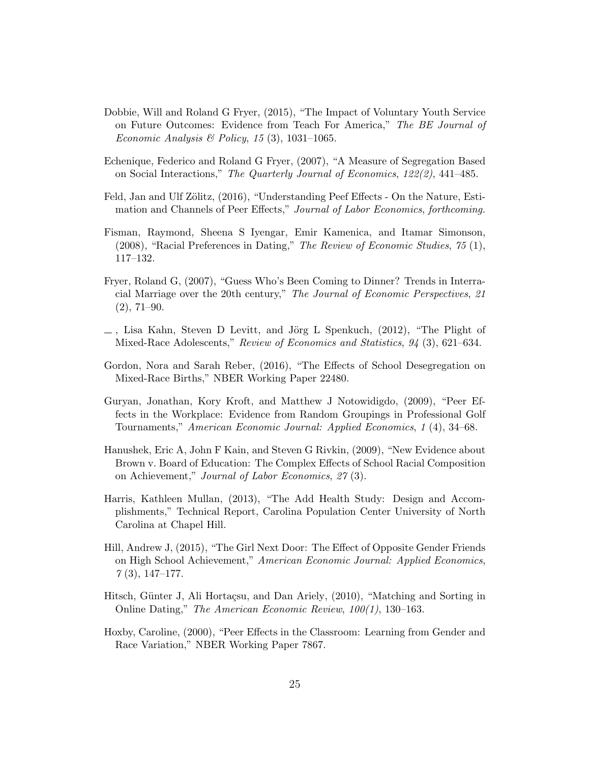Dobbie, Will and Roland G Fryer, (2015), "The Impact of Voluntary Youth Service on Future Outcomes: Evidence from Teach For America," *The BE Journal of Economic Analysis & Policy*, *15* (3), 1031–1065.

Echenique, Federico and Roland G Fryer, (2007), "A Measure of Segregation Based on Social Interactions," *The Quarterly Journal of Economics*, *122(2)*, 441–485.

Feld, Jan and Ulf Zölitz, (2016), "Understanding Peef Effects - On the Nature, Estimation and Channels of Peer Effects," *Journal of Labor Economics*, *forthcoming.*

Fisman, Raymond, Sheena S Iyengar, Emir Kamenica, and Itamar Simonson, (2008), "Racial Preferences in Dating," *The Review of Economic Studies*, *75* (1), 117–132.

Fryer, Roland G, (2007), "Guess Who's Been Coming to Dinner? Trends in Interracial Marriage over the 20th century," *The Journal of Economic Perspectives*, *21* (2), 71–90.

\_, Lisa Kahn, Steven D Levitt, and Jörg L Spenkuch, (2012), "The Plight of Mixed-Race Adolescents," *Review of Economics and Statistics*, *94* (3), 621–634.

Gordon, Nora and Sarah Reber, (2016), "The Effects of School Desegregation on Mixed-Race Births," NBER Working Paper 22480.

Guryan, Jonathan, Kory Kroft, and Matthew J Notowidigdo, (2009), "Peer Effects in the Workplace: Evidence from Random Groupings in Professional Golf Tournaments," *American Economic Journal: Applied Economics*, *1* (4), 34–68.

Hanushek, Eric A, John F Kain, and Steven G Rivkin, (2009), "New Evidence about Brown v. Board of Education: The Complex Effects of School Racial Composition on Achievement," *Journal of Labor Economics*, *27* (3).

Harris, Kathleen Mullan, (2013), "The Add Health Study: Design and Accomplishments," Technical Report, Carolina Population Center University of North Carolina at Chapel Hill.

Hill, Andrew J, (2015), "The Girl Next Door: The Effect of Opposite Gender Friends on High School Achievement," *American Economic Journal: Applied Economics*, *7* (3), 147–177.

Hitsch, Günter J, Ali Hortaçsu, and Dan Ariely, (2010), "Matching and Sorting in Online Dating," *The American Economic Review*, *100(1)*, 130–163.

Hoxby, Caroline, (2000), "Peer Effects in the Classroom: Learning from Gender and Race Variation," NBER Working Paper 7867.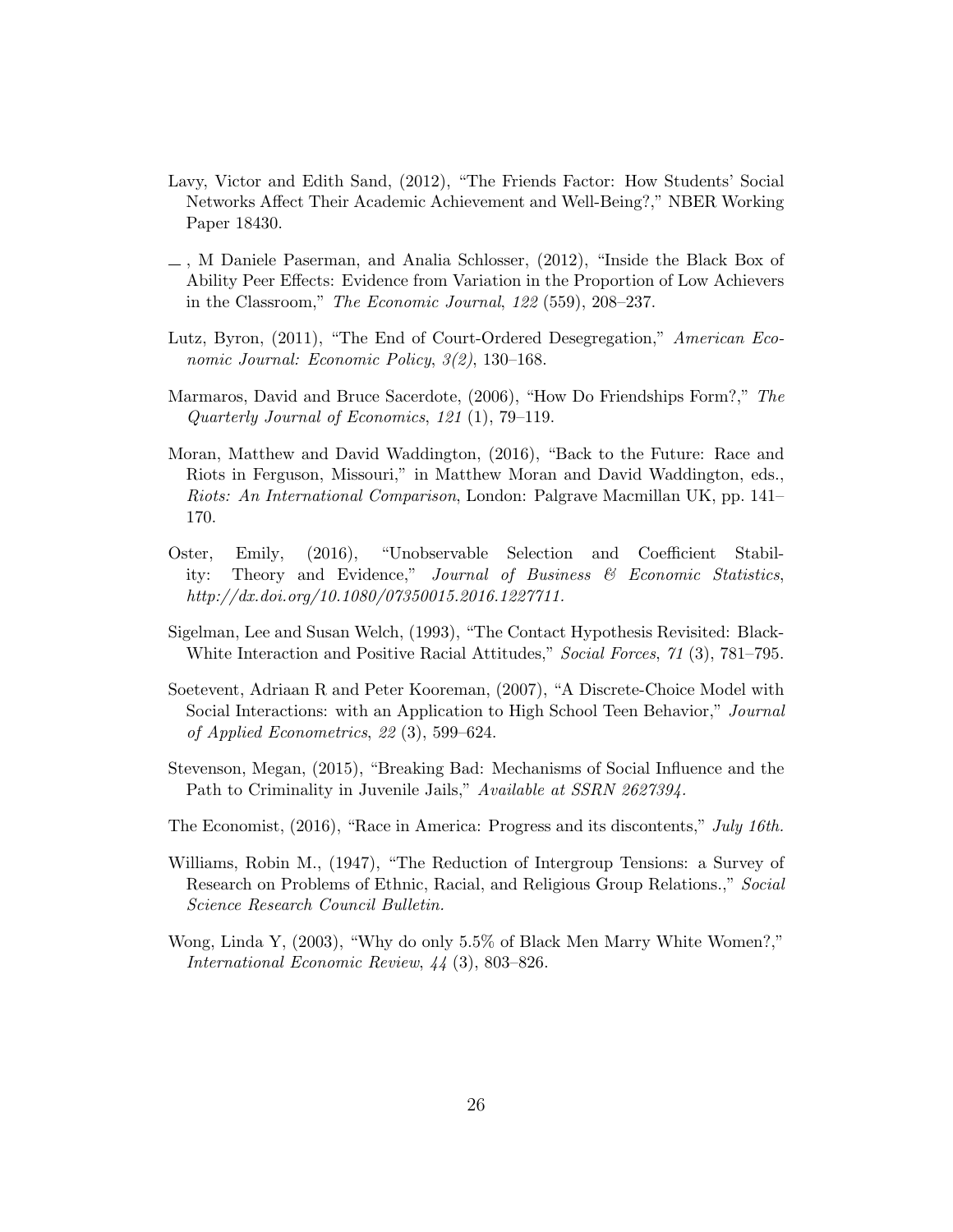Lavy, Victor and Edith Sand, (2012), "The Friends Factor: How Students' Social Networks Affect Their Academic Achievement and Well-Being?," NBER Working Paper 18430.

— , M Daniele Paserman, and Analia Schlosser, (2012), "Inside the Black Box of Ability Peer Effects: Evidence from Variation in the Proportion of Low Achievers in the Classroom," *The Economic Journal*, *122* (559), 208–237.

Lutz, Byron, (2011), "The End of Court-Ordered Desegregation," *American Economic Journal: Economic Policy*, *3(2)*, 130–168.

Marmaros, David and Bruce Sacerdote, (2006), "How Do Friendships Form?," *The Quarterly Journal of Economics*, *121* (1), 79–119.

Moran, Matthew and David Waddington, (2016), "Back to the Future: Race and Riots in Ferguson, Missouri," in Matthew Moran and David Waddington, eds., *Riots: An International Comparison*, London: Palgrave Macmillan UK, pp. 141–170.

Oster, Emily, (2016), "Unobservable Selection and Coefficient Stability: Theory and Evidence," *Journal of Business & Economic Statistics*, *http://dx.doi.org/10.1080/07350015.2016.1227711.*

Sigelman, Lee and Susan Welch, (1993), "The Contact Hypothesis Revisited: Black-White Interaction and Positive Racial Attitudes," *Social Forces*, *71* (3), 781–795.

Soetevent, Adriaan R and Peter Kooreman, (2007), "A Discrete-Choice Model with Social Interactions: with an Application to High School Teen Behavior," *Journal of Applied Econometrics*, *22* (3), 599–624.

Stevenson, Megan, (2015), "Breaking Bad: Mechanisms of Social Influence and the Path to Criminality in Juvenile Jails," *Available at SSRN 2627394.*

The Economist, (2016), "Race in America: Progress and its discontents," *July 16th.*

Williams, Robin M., (1947), "The Reduction of Intergroup Tensions: a Survey of Research on Problems of Ethnic, Racial, and Religious Group Relations.," *Social Science Research Council Bulletin.*

Wong, Linda Y, (2003), "Why do only 5.5% of Black Men Marry White Women?," *International Economic Review*, *44* (3), 803–826.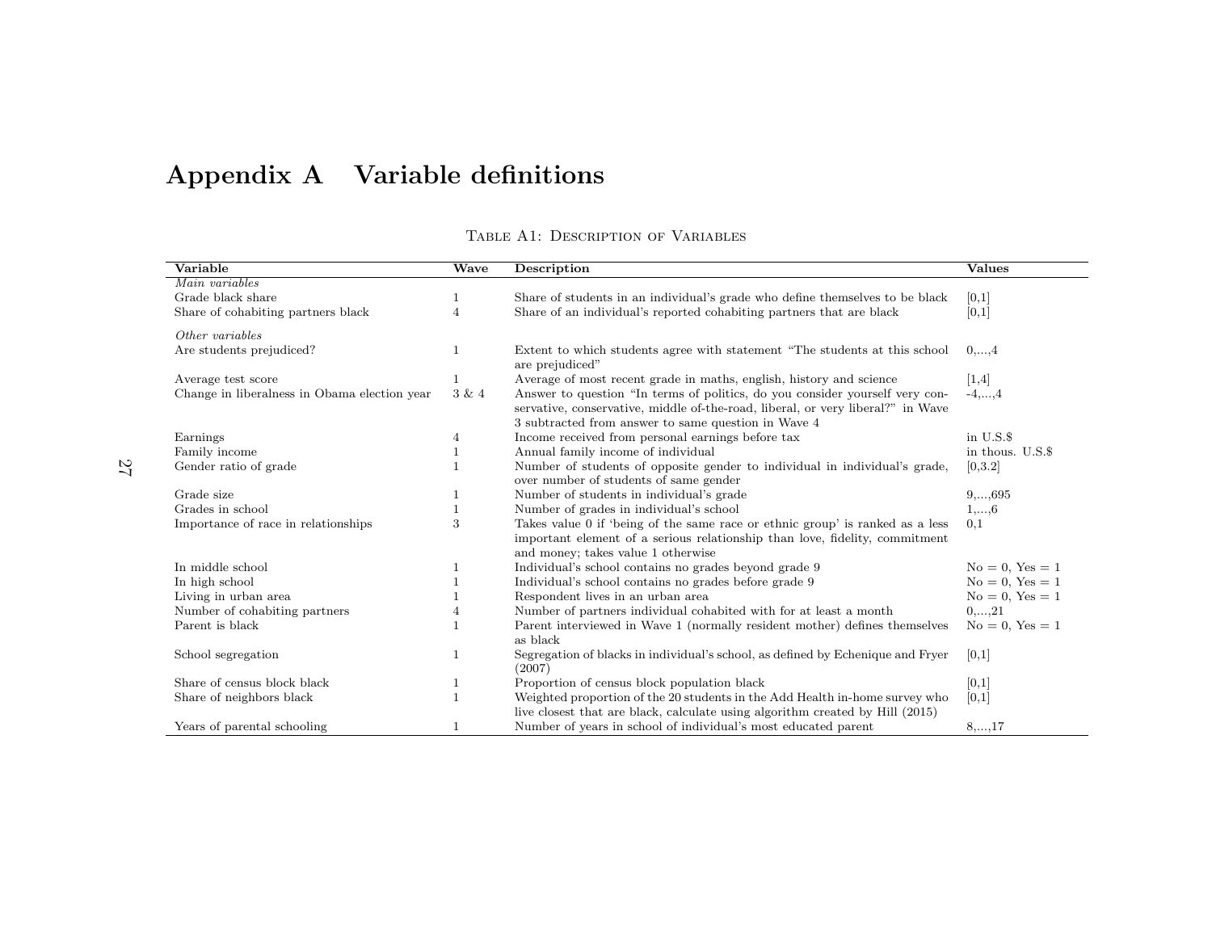# Appendix A  Variable definitions

Table A1: Description of Variables

| Variable | Wave | Description | Values |
|---|---|---|---|
| *Main variables* | | | |
| Grade black share | 1 | Share of students in an individual's grade who define themselves to be black | [0,1] |
| Share of cohabiting partners black | 4 | Share of an individual's reported cohabiting partners that are black | [0,1] |
| *Other variables* | | | |
| Are students prejudiced? | 1 | Extent to which students agree with statement "The students at this school are prejudiced" | 0,...,4 |
| Average test score | 1 | Average of most recent grade in maths, english, history and science | [1,4] |
| Change in liberalness in Obama election year | 3 & 4 | Answer to question "In terms of politics, do you consider yourself very conservative, conservative, middle of-the-road, liberal, or very liberal?" in Wave 3 subtracted from answer to same question in Wave 4 | -4,...,4 |
| Earnings | 4 | Income received from personal earnings before tax | in U.S.$ |
| Family income | 1 | Annual family income of individual | in thous. U.S.$ |
| Gender ratio of grade | 1 | Number of students of opposite gender to individual in individual's grade, over number of students of same gender | [0,3.2] |
| Grade size | 1 | Number of students in individual's grade | 9,...,695 |
| Grades in school | 1 | Number of grades in individual's school | 1,...,6 |
| Importance of race in relationships | 3 | Takes value 0 if 'being of the same race or ethnic group' is ranked as a less important element of a serious relationship than love, fidelity, commitment and money; takes value 1 otherwise | 0,1 |
| In middle school | 1 | Individual's school contains no grades beyond grade 9 | No = 0, Yes = 1 |
| In high school | 1 | Individual's school contains no grades before grade 9 | No = 0, Yes = 1 |
| Living in urban area | 1 | Respondent lives in an urban area | No = 0, Yes = 1 |
| Number of cohabiting partners | 4 | Number of partners individual cohabited with for at least a month | 0,...,21 |
| Parent is black | 1 | Parent interviewed in Wave 1 (normally resident mother) defines themselves as black | No = 0, Yes = 1 |
| School segregation | 1 | Segregation of blacks in individual's school, as defined by Echenique and Fryer (2007) | [0,1] |
| Share of census block black | 1 | Proportion of census block population black | [0,1] |
| Share of neighbors black | 1 | Weighted proportion of the 20 students in the Add Health in-home survey who live closest that are black, calculate using algorithm created by Hill (2015) | [0,1] |
| Years of parental schooling | 1 | Number of years in school of individual's most educated parent | 8,...,17 |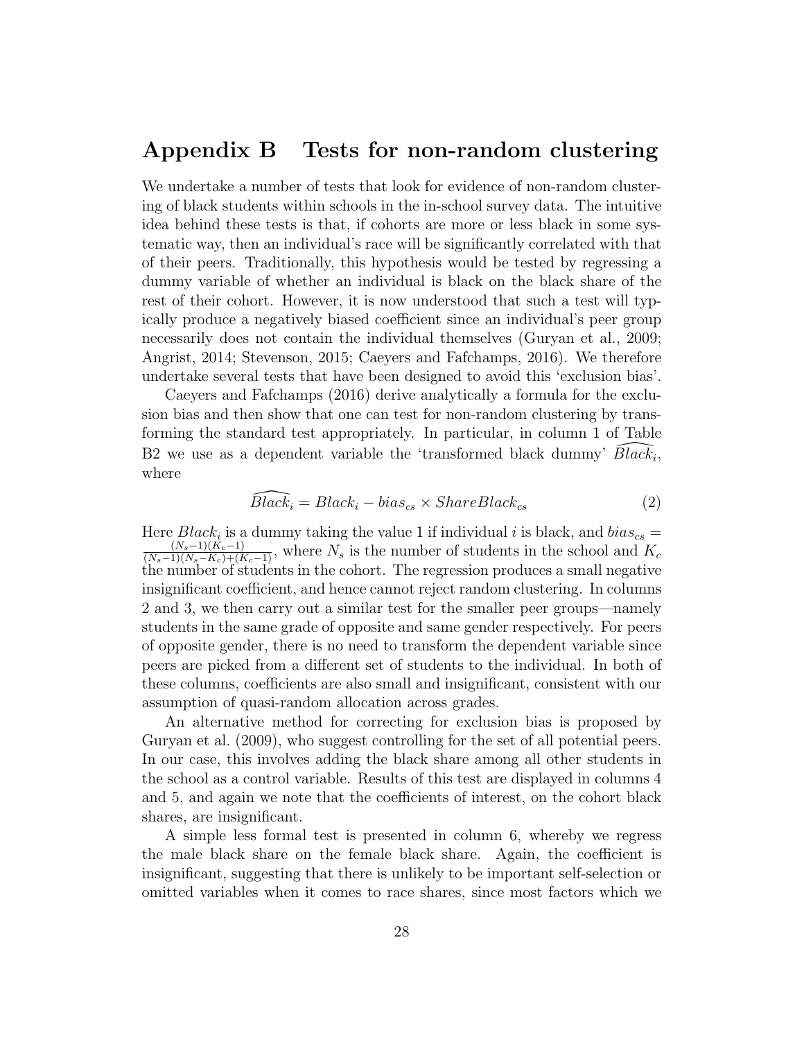# Appendix B Tests for non-random clustering

We undertake a number of tests that look for evidence of non-random clustering of black students within schools in the in-school survey data. The intuitive idea behind these tests is that, if cohorts are more or less black in some systematic way, then an individual's race will be significantly correlated with that of their peers. Traditionally, this hypothesis would be tested by regressing a dummy variable of whether an individual is black on the black share of the rest of their cohort. However, it is now understood that such a test will typically produce a negatively biased coefficient since an individual's peer group necessarily does not contain the individual themselves (Guryan et al., 2009; Angrist, 2014; Stevenson, 2015; Caeyers and Fafchamps, 2016). We therefore undertake several tests that have been designed to avoid this 'exclusion bias'.

Caeyers and Fafchamps (2016) derive analytically a formula for the exclusion bias and then show that one can test for non-random clustering by transforming the standard test appropriately. In particular, in column 1 of Table B2 we use as a dependent variable the 'transformed black dummy' $\widehat{Black_i}$, where

$$\widehat{Black_i} = Black_i - bias_{cs} \times ShareBlack_{cs} \tag{2}$$

Here $Black_i$ is a dummy taking the value 1 if individual $i$ is black, and $bias_{cs} = \frac{(N_s-1)(K_c-1)}{(N_s-1)(N_s-K_c)+(K_c-1)}$, where $N_s$ is the number of students in the school and $K_c$ the number of students in the cohort. The regression produces a small negative insignificant coefficient, and hence cannot reject random clustering. In columns 2 and 3, we then carry out a similar test for the smaller peer groups—namely students in the same grade of opposite and same gender respectively. For peers of opposite gender, there is no need to transform the dependent variable since peers are picked from a different set of students to the individual. In both of these columns, coefficients are also small and insignificant, consistent with our assumption of quasi-random allocation across grades.

An alternative method for correcting for exclusion bias is proposed by Guryan et al. (2009), who suggest controlling for the set of all potential peers. In our case, this involves adding the black share among all other students in the school as a control variable. Results of this test are displayed in columns 4 and 5, and again we note that the coefficients of interest, on the cohort black shares, are insignificant.

A simple less formal test is presented in column 6, whereby we regress the male black share on the female black share. Again, the coefficient is insignificant, suggesting that there is unlikely to be important self-selection or omitted variables when it comes to race shares, since most factors which we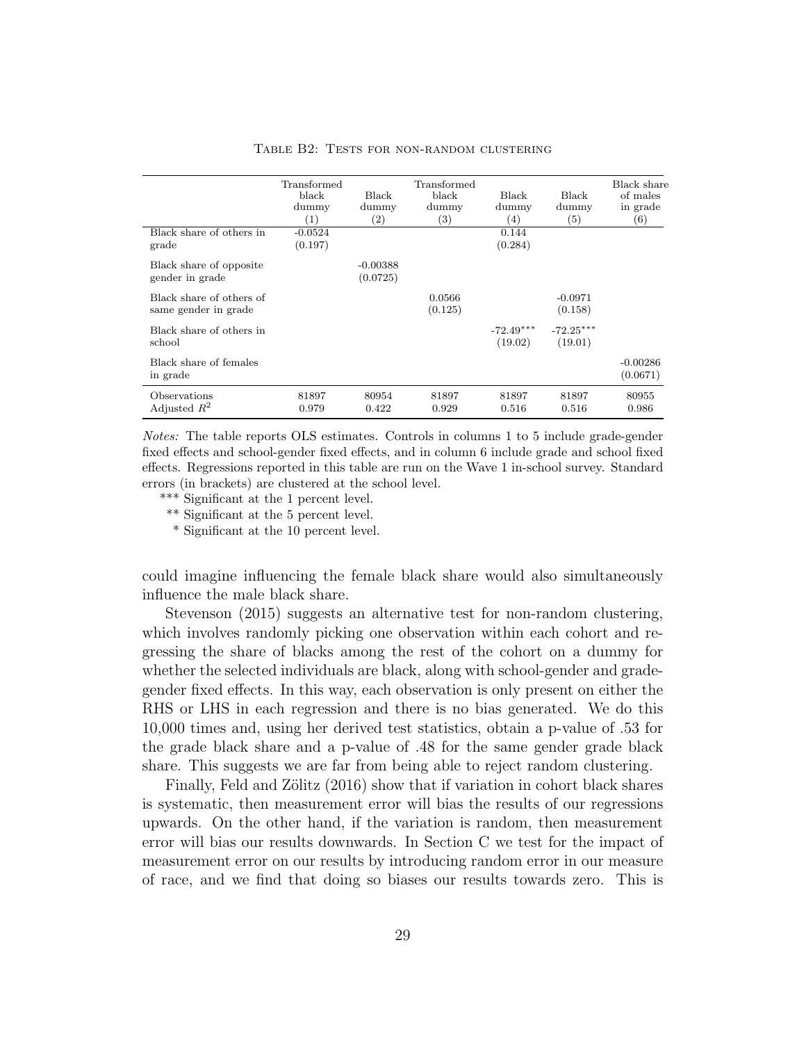Table B2: Tests for non-random clustering

| | Transformed black dummy (1) | Black dummy (2) | Transformed black dummy (3) | Black dummy (4) | Black dummy (5) | Black share of males in grade (6) |
|---|---|---|---|---|---|---|
| Black share of others in grade | -0.0524 | | | 0.144 | | |
| | (0.197) | | | (0.284) | | |
| Black share of opposite gender in grade | | -0.00388 | | | | |
| | | (0.0725) | | | | |
| Black share of others of same gender in grade | | | 0.0566 | | -0.0971 | |
| | | | (0.125) | | (0.158) | |
| Black share of others in school | | | | -72.49*** | -72.25*** | |
| | | | | (19.02) | (19.01) | |
| Black share of females in grade | | | | | | -0.00286 |
| | | | | | | (0.0671) |
| Observations | 81897 | 80954 | 81897 | 81897 | 81897 | 80955 |
| Adjusted $R^2$ | 0.979 | 0.422 | 0.929 | 0.516 | 0.516 | 0.986 |

*Notes:* The table reports OLS estimates. Controls in columns 1 to 5 include grade-gender fixed effects and school-gender fixed effects, and in column 6 include grade and school fixed effects. Regressions reported in this table are run on the Wave 1 in-school survey. Standard errors (in brackets) are clustered at the school level.

*** Significant at the 1 percent level.

** Significant at the 5 percent level.

* Significant at the 10 percent level.

could imagine influencing the female black share would also simultaneously influence the male black share.

Stevenson (2015) suggests an alternative test for non-random clustering, which involves randomly picking one observation within each cohort and regressing the share of blacks among the rest of the cohort on a dummy for whether the selected individuals are black, along with school-gender and grade-gender fixed effects. In this way, each observation is only present on either the RHS or LHS in each regression and there is no bias generated. We do this 10,000 times and, using her derived test statistics, obtain a p-value of .53 for the grade black share and a p-value of .48 for the same gender grade black share. This suggests we are far from being able to reject random clustering.

Finally, Feld and Zölitz (2016) show that if variation in cohort black shares is systematic, then measurement error will bias the results of our regressions upwards. On the other hand, if the variation is random, then measurement error will bias our results downwards. In Section C we test for the impact of measurement error on our results by introducing random error in our measure of race, and we find that doing so biases our results towards zero. This is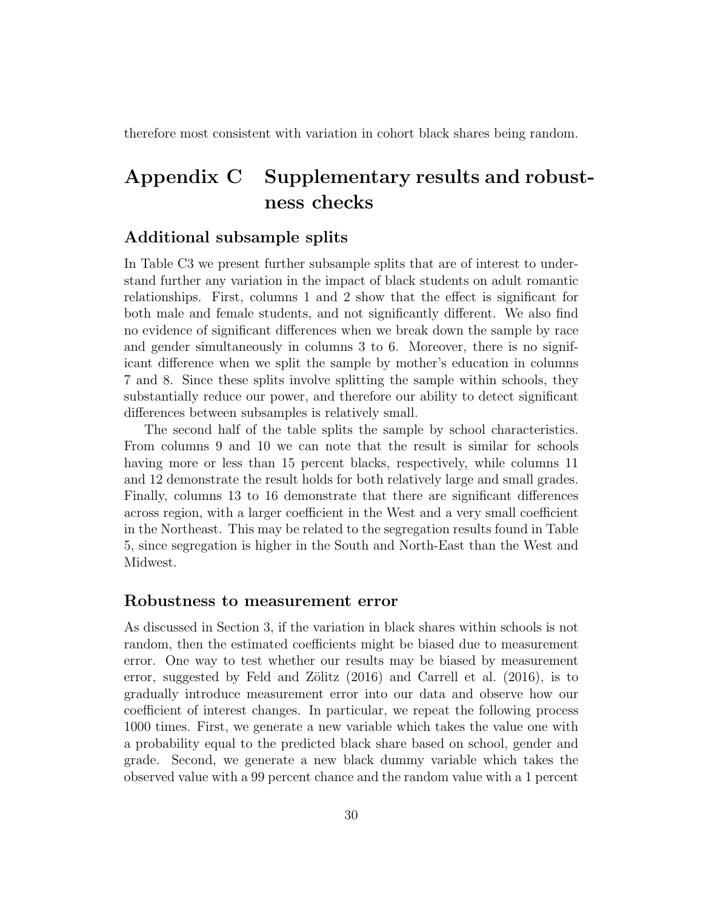therefore most consistent with variation in cohort black shares being random.

# Appendix C Supplementary results and robustness checks

### Additional subsample splits

In Table C3 we present further subsample splits that are of interest to understand further any variation in the impact of black students on adult romantic relationships. First, columns 1 and 2 show that the effect is significant for both male and female students, and not significantly different. We also find no evidence of significant differences when we break down the sample by race and gender simultaneously in columns 3 to 6. Moreover, there is no significant difference when we split the sample by mother's education in columns 7 and 8. Since these splits involve splitting the sample within schools, they substantially reduce our power, and therefore our ability to detect significant differences between subsamples is relatively small.

The second half of the table splits the sample by school characteristics. From columns 9 and 10 we can note that the result is similar for schools having more or less than 15 percent blacks, respectively, while columns 11 and 12 demonstrate the result holds for both relatively large and small grades. Finally, columns 13 to 16 demonstrate that there are significant differences across region, with a larger coefficient in the West and a very small coefficient in the Northeast. This may be related to the segregation results found in Table 5, since segregation is higher in the South and North-East than the West and Midwest.

### Robustness to measurement error

As discussed in Section 3, if the variation in black shares within schools is not random, then the estimated coefficients might be biased due to measurement error. One way to test whether our results may be biased by measurement error, suggested by Feld and Zölitz (2016) and Carrell et al. (2016), is to gradually introduce measurement error into our data and observe how our coefficient of interest changes. In particular, we repeat the following process 1000 times. First, we generate a new variable which takes the value one with a probability equal to the predicted black share based on school, gender and grade. Second, we generate a new black dummy variable which takes the observed value with a 99 percent chance and the random value with a 1 percent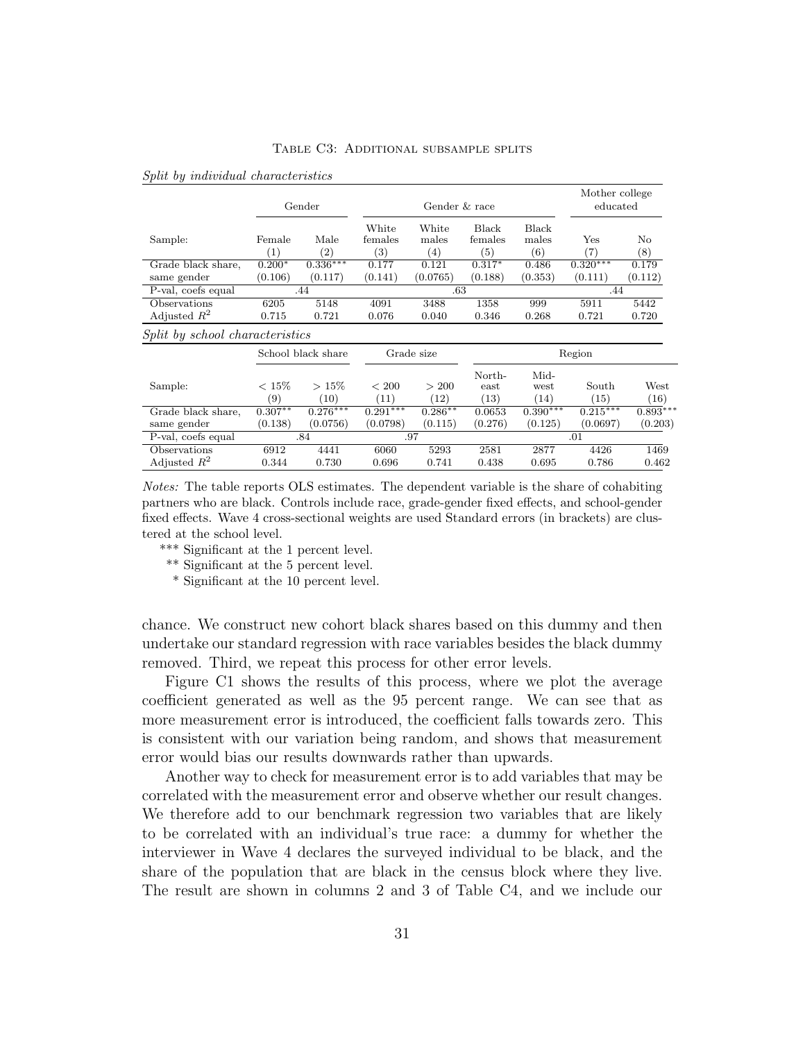Table C3: Additional subsample splits

*Split by individual characteristics*

| | Gender | | Gender & race | | | | Mother college educated | |
|---|---|---|---|---|---|---|---|---|
| Sample: | Female (1) | Male (2) | White females (3) | White males (4) | Black females (5) | Black males (6) | Yes (7) | No (8) |
| Grade black share, same gender | 0.200* (0.106) | 0.336*** (0.117) | 0.177 (0.141) | 0.121 (0.0765) | 0.317* (0.188) | 0.486 (0.353) | 0.320*** (0.111) | 0.179 (0.112) |
| P-val, coefs equal | .44 | | .63 | | | | .44 | |
| Observations | 6205 | 5148 | 4091 | 3488 | 1358 | 999 | 5911 | 5442 |
| Adjusted $R^2$ | 0.715 | 0.721 | 0.076 | 0.040 | 0.346 | 0.268 | 0.721 | 0.720 |

*Split by school characteristics*

| | School black share | | Grade size | | Region | | | |
|---|---|---|---|---|---|---|---|---|
| Sample: | $< 15\%$ (9) | $> 15\%$ (10) | $< 200$ (11) | $> 200$ (12) | North-east (13) | Mid-west (14) | South (15) | West (16) |
| Grade black share, same gender | 0.307** (0.138) | 0.276*** (0.0756) | 0.291*** (0.0798) | 0.286** (0.115) | 0.0653 (0.276) | 0.390*** (0.125) | 0.215*** (0.0697) | 0.893*** (0.203) |
| P-val, coefs equal | .84 | | .97 | | .01 | | | |
| Observations | 6912 | 4441 | 6060 | 5293 | 2581 | 2877 | 4426 | 1469 |
| Adjusted $R^2$ | 0.344 | 0.730 | 0.696 | 0.741 | 0.438 | 0.695 | 0.786 | 0.462 |

*Notes:* The table reports OLS estimates. The dependent variable is the share of cohabiting partners who are black. Controls include race, grade-gender fixed effects, and school-gender fixed effects. Wave 4 cross-sectional weights are used Standard errors (in brackets) are clustered at the school level.

\*\*\* Significant at the 1 percent level.

\*\* Significant at the 5 percent level.

\* Significant at the 10 percent level.

chance. We construct new cohort black shares based on this dummy and then undertake our standard regression with race variables besides the black dummy removed. Third, we repeat this process for other error levels.

Figure C1 shows the results of this process, where we plot the average coefficient generated as well as the 95 percent range. We can see that as more measurement error is introduced, the coefficient falls towards zero. This is consistent with our variation being random, and shows that measurement error would bias our results downwards rather than upwards.

Another way to check for measurement error is to add variables that may be correlated with the measurement error and observe whether our result changes. We therefore add to our benchmark regression two variables that are likely to be correlated with an individual's true race: a dummy for whether the interviewer in Wave 4 declares the surveyed individual to be black, and the share of the population that are black in the census block where they live. The result are shown in columns 2 and 3 of Table C4, and we include our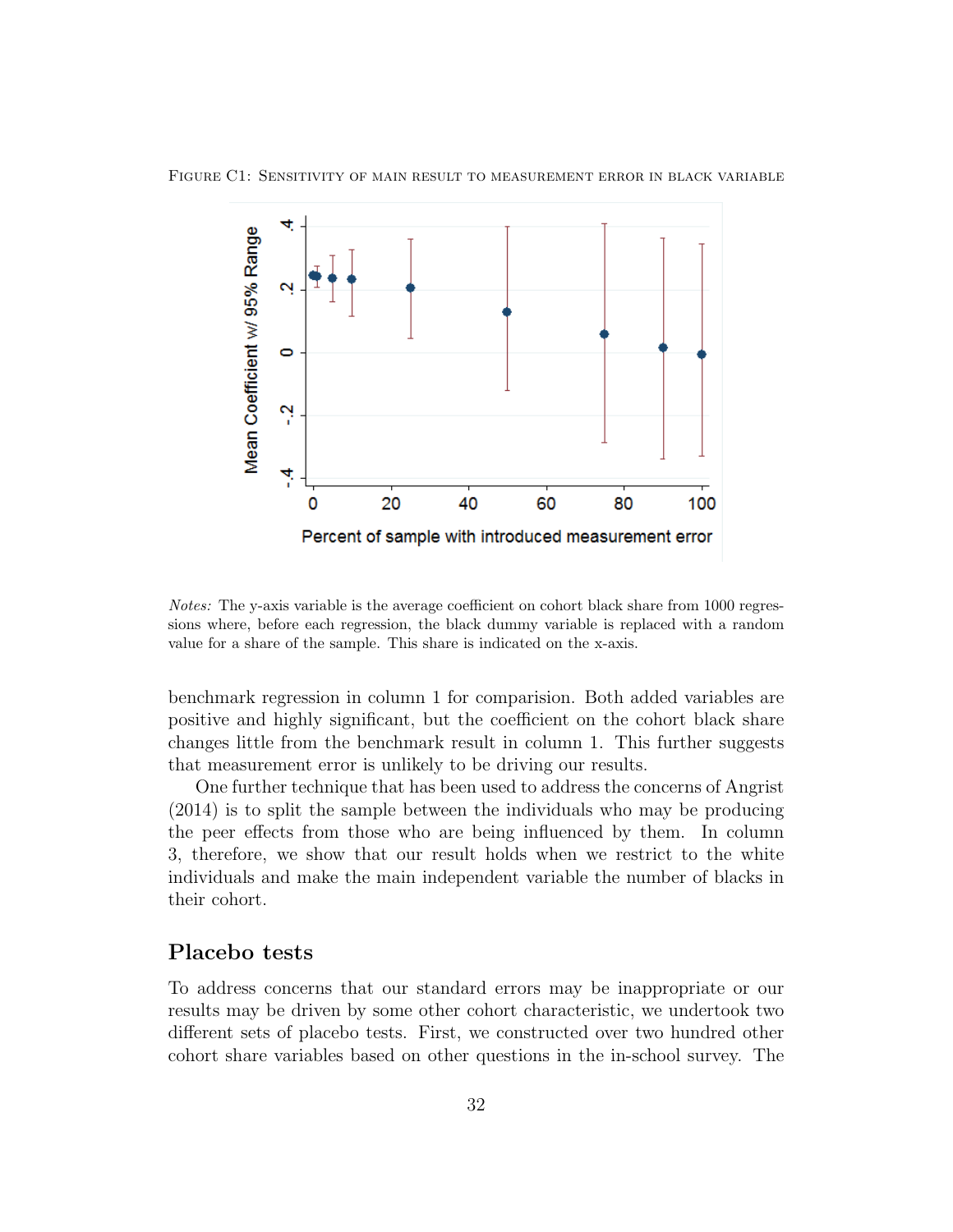Figure C1: Sensitivity of main result to measurement error in black variable

*Notes:* The y-axis variable is the average coefficient on cohort black share from 1000 regressions where, before each regression, the black dummy variable is replaced with a random value for a share of the sample. This share is indicated on the x-axis.

benchmark regression in column 1 for comparision. Both added variables are positive and highly significant, but the coefficient on the cohort black share changes little from the benchmark result in column 1. This further suggests that measurement error is unlikely to be driving our results.

One further technique that has been used to address the concerns of Angrist (2014) is to split the sample between the individuals who may be producing the peer effects from those who are being influenced by them. In column 3, therefore, we show that our result holds when we restrict to the white individuals and make the main independent variable the number of blacks in their cohort.

## Placebo tests

To address concerns that our standard errors may be inappropriate or our results may be driven by some other cohort characteristic, we undertook two different sets of placebo tests. First, we constructed over two hundred other cohort share variables based on other questions in the in-school survey. The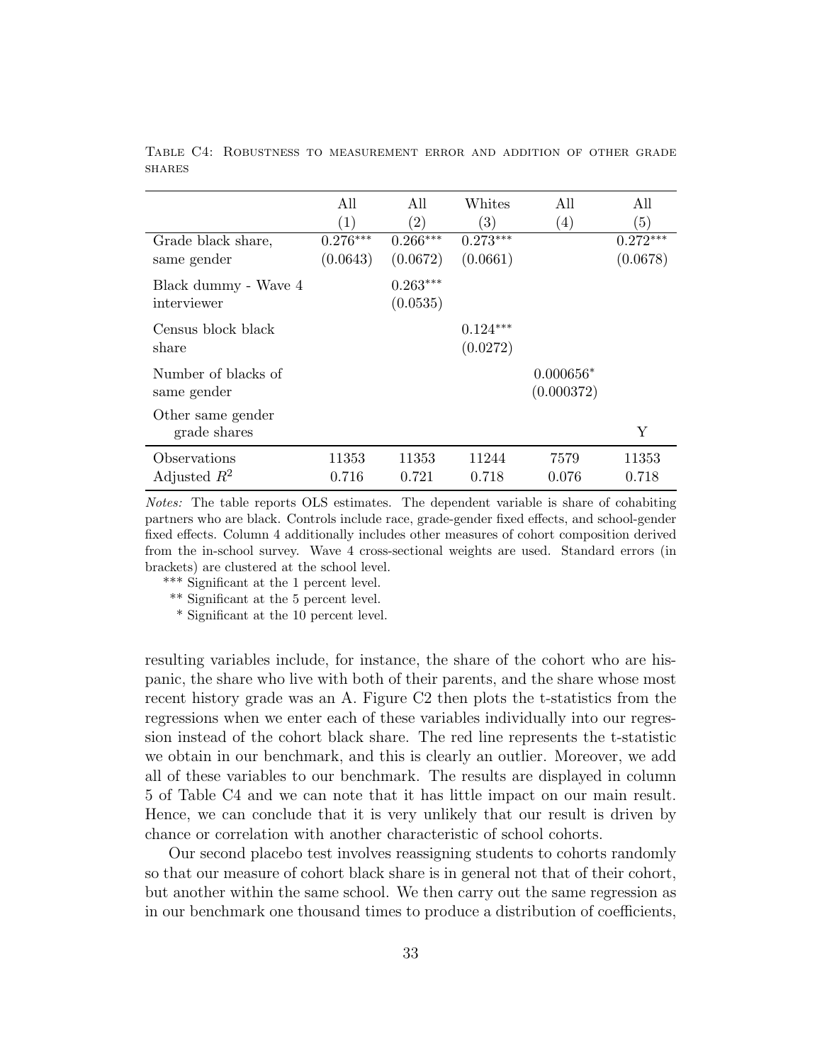Table C4: Robustness to measurement error and addition of other grade shares

| | All (1) | All (2) | Whites (3) | All (4) | All (5) |
|---|---|---|---|---|---|
| Grade black share, same gender | 0.276*** (0.0643) | 0.266*** (0.0672) | 0.273*** (0.0661) | | 0.272*** (0.0678) |
| Black dummy - Wave 4 interviewer | | 0.263*** (0.0535) | | | |
| Census block black share | | | 0.124*** (0.0272) | | |
| Number of blacks of same gender | | | | 0.000656* (0.000372) | |
| Other same gender grade shares | | | | | Y |
| Observations | 11353 | 11353 | 11244 | 7579 | 11353 |
| Adjusted $R^2$ | 0.716 | 0.721 | 0.718 | 0.076 | 0.718 |

*Notes:* The table reports OLS estimates. The dependent variable is share of cohabiting partners who are black. Controls include race, grade-gender fixed effects, and school-gender fixed effects. Column 4 additionally includes other measures of cohort composition derived from the in-school survey. Wave 4 cross-sectional weights are used. Standard errors (in brackets) are clustered at the school level.

*** Significant at the 1 percent level.

** Significant at the 5 percent level.

* Significant at the 10 percent level.

resulting variables include, for instance, the share of the cohort who are hispanic, the share who live with both of their parents, and the share whose most recent history grade was an A. Figure C2 then plots the t-statistics from the regressions when we enter each of these variables individually into our regression instead of the cohort black share. The red line represents the t-statistic we obtain in our benchmark, and this is clearly an outlier. Moreover, we add all of these variables to our benchmark. The results are displayed in column 5 of Table C4 and we can note that it has little impact on our main result. Hence, we can conclude that it is very unlikely that our result is driven by chance or correlation with another characteristic of school cohorts.

Our second placebo test involves reassigning students to cohorts randomly so that our measure of cohort black share is in general not that of their cohort, but another within the same school. We then carry out the same regression as in our benchmark one thousand times to produce a distribution of coefficients,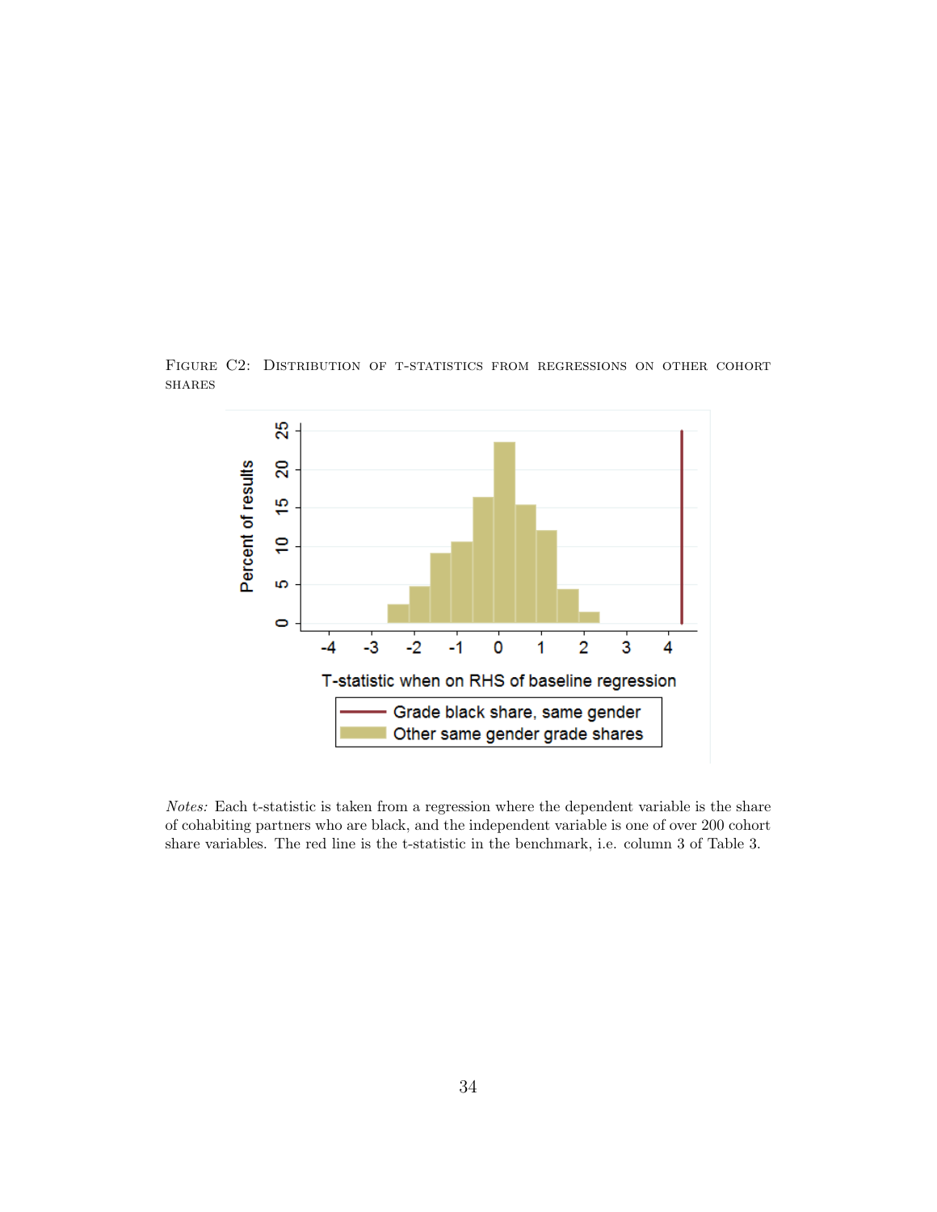Figure C2: Distribution of t-statistics from regressions on other cohort shares

*Notes:* Each t-statistic is taken from a regression where the dependent variable is the share of cohabiting partners who are black, and the independent variable is one of over 200 cohort share variables. The red line is the t-statistic in the benchmark, i.e. column 3 of Table 3.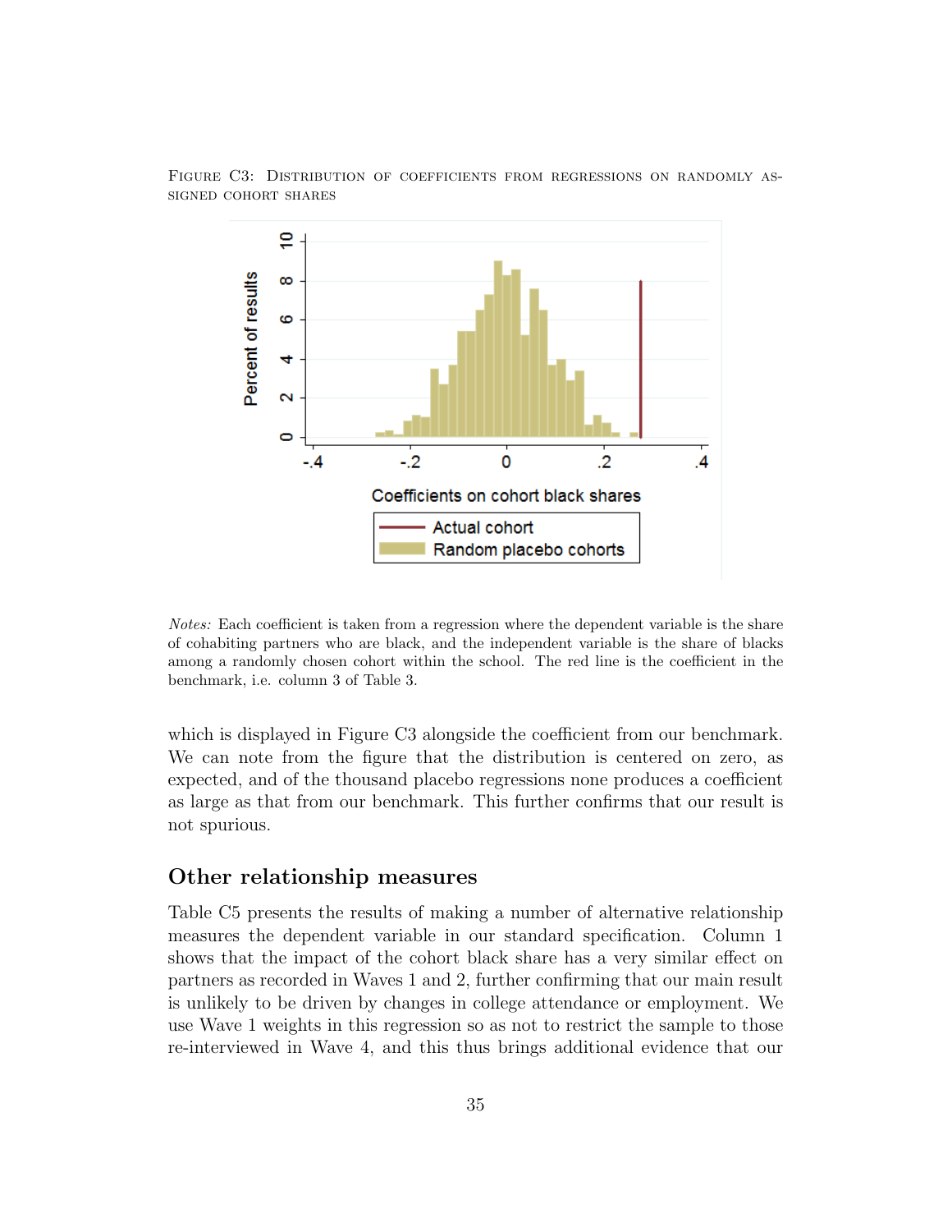FIGURE C3: DISTRIBUTION OF COEFFICIENTS FROM REGRESSIONS ON RANDOMLY ASSIGNED COHORT SHARES

*Notes:* Each coefficient is taken from a regression where the dependent variable is the share of cohabiting partners who are black, and the independent variable is the share of blacks among a randomly chosen cohort within the school. The red line is the coefficient in the benchmark, i.e. column 3 of Table 3.

which is displayed in Figure C3 alongside the coefficient from our benchmark. We can note from the figure that the distribution is centered on zero, as expected, and of the thousand placebo regressions none produces a coefficient as large as that from our benchmark. This further confirms that our result is not spurious.

## Other relationship measures

Table C5 presents the results of making a number of alternative relationship measures the dependent variable in our standard specification. Column 1 shows that the impact of the cohort black share has a very similar effect on partners as recorded in Waves 1 and 2, further confirming that our main result is unlikely to be driven by changes in college attendance or employment. We use Wave 1 weights in this regression so as not to restrict the sample to those re-interviewed in Wave 4, and this thus brings additional evidence that our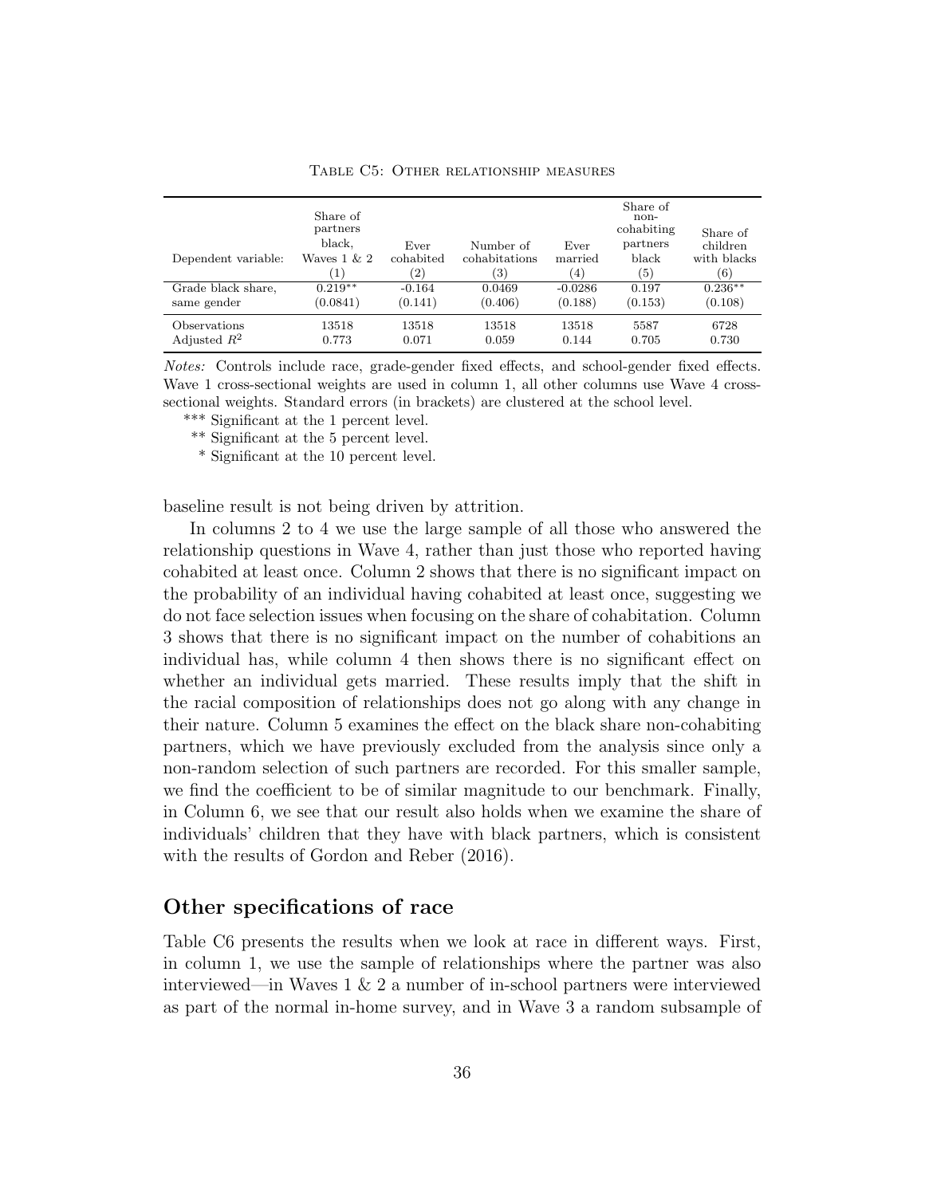Table C5: Other relationship measures

| Dependent variable: | Share of partners black, Waves 1 & 2 (1) | Ever cohabited (2) | Number of cohabitations (3) | Ever married (4) | Share of non-cohabiting partners black (5) | Share of children with blacks (6) |
|---|---|---|---|---|---|---|
| Grade black share, same gender | 0.219** (0.0841) | -0.164 (0.141) | 0.0469 (0.406) | -0.0286 (0.188) | 0.197 (0.153) | 0.236** (0.108) |
| Observations | 13518 | 13518 | 13518 | 13518 | 5587 | 6728 |
| Adjusted $R^2$ | 0.773 | 0.071 | 0.059 | 0.144 | 0.705 | 0.730 |

*Notes:* Controls include race, grade-gender fixed effects, and school-gender fixed effects. Wave 1 cross-sectional weights are used in column 1, all other columns use Wave 4 cross-sectional weights. Standard errors (in brackets) are clustered at the school level.

*** Significant at the 1 percent level.

** Significant at the 5 percent level.

* Significant at the 10 percent level.

baseline result is not being driven by attrition.

In columns 2 to 4 we use the large sample of all those who answered the relationship questions in Wave 4, rather than just those who reported having cohabited at least once. Column 2 shows that there is no significant impact on the probability of an individual having cohabited at least once, suggesting we do not face selection issues when focusing on the share of cohabitation. Column 3 shows that there is no significant impact on the number of cohabitions an individual has, while column 4 then shows there is no significant effect on whether an individual gets married. These results imply that the shift in the racial composition of relationships does not go along with any change in their nature. Column 5 examines the effect on the black share non-cohabiting partners, which we have previously excluded from the analysis since only a non-random selection of such partners are recorded. For this smaller sample, we find the coefficient to be of similar magnitude to our benchmark. Finally, in Column 6, we see that our result also holds when we examine the share of individuals' children that they have with black partners, which is consistent with the results of Gordon and Reber (2016).

## Other specifications of race

Table C6 presents the results when we look at race in different ways. First, in column 1, we use the sample of relationships where the partner was also interviewed—in Waves 1 & 2 a number of in-school partners were interviewed as part of the normal in-home survey, and in Wave 3 a random subsample of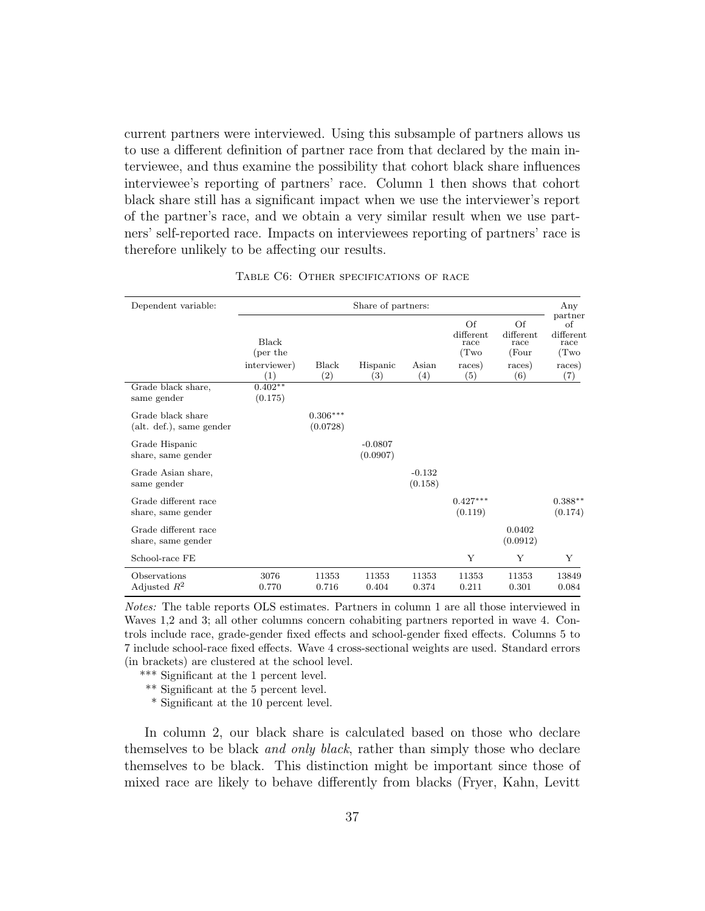current partners were interviewed. Using this subsample of partners allows us to use a different definition of partner race from that declared by the main interviewee, and thus examine the possibility that cohort black share influences interviewee's reporting of partners' race. Column 1 then shows that cohort black share still has a significant impact when we use the interviewer's report of the partner's race, and we obtain a very similar result when we use partners' self-reported race. Impacts on interviewees reporting of partners' race is therefore unlikely to be affecting our results.

Table C6: Other specifications of race

| Dependent variable: | Share of partners: | | | | | | Any partner of different race (Two races) |
|---|---|---|---|---|---|---|---|
| | Black (per the interviewer) | Black | Hispanic | Asian | Of different race (Two races) | Of different race (Four races) | |
| | (1) | (2) | (3) | (4) | (5) | (6) | (7) |
| Grade black share, same gender | 0.402** (0.175) | | | | | | |
| Grade black share (alt. def.), same gender | | 0.306*** (0.0728) | | | | | |
| Grade Hispanic share, same gender | | | -0.0807 (0.0907) | | | | |
| Grade Asian share, same gender | | | | -0.132 (0.158) | | | |
| Grade different race share, same gender | | | | | 0.427*** (0.119) | | 0.388** (0.174) |
| Grade different race share, same gender | | | | | | 0.0402 (0.0912) | |
| School-race FE | | | | | Y | Y | Y |
| Observations | 3076 | 11353 | 11353 | 11353 | 11353 | 11353 | 13849 |
| Adjusted $R^2$ | 0.770 | 0.716 | 0.404 | 0.374 | 0.211 | 0.301 | 0.084 |

*Notes:* The table reports OLS estimates. Partners in column 1 are all those interviewed in Waves 1,2 and 3; all other columns concern cohabiting partners reported in wave 4. Controls include race, grade-gender fixed effects and school-gender fixed effects. Columns 5 to 7 include school-race fixed effects. Wave 4 cross-sectional weights are used. Standard errors (in brackets) are clustered at the school level.

*** Significant at the 1 percent level.

** Significant at the 5 percent level.

* Significant at the 10 percent level.

In column 2, our black share is calculated based on those who declare themselves to be black *and only black*, rather than simply those who declare themselves to be black. This distinction might be important since those of mixed race are likely to behave differently from blacks (Fryer, Kahn, Levitt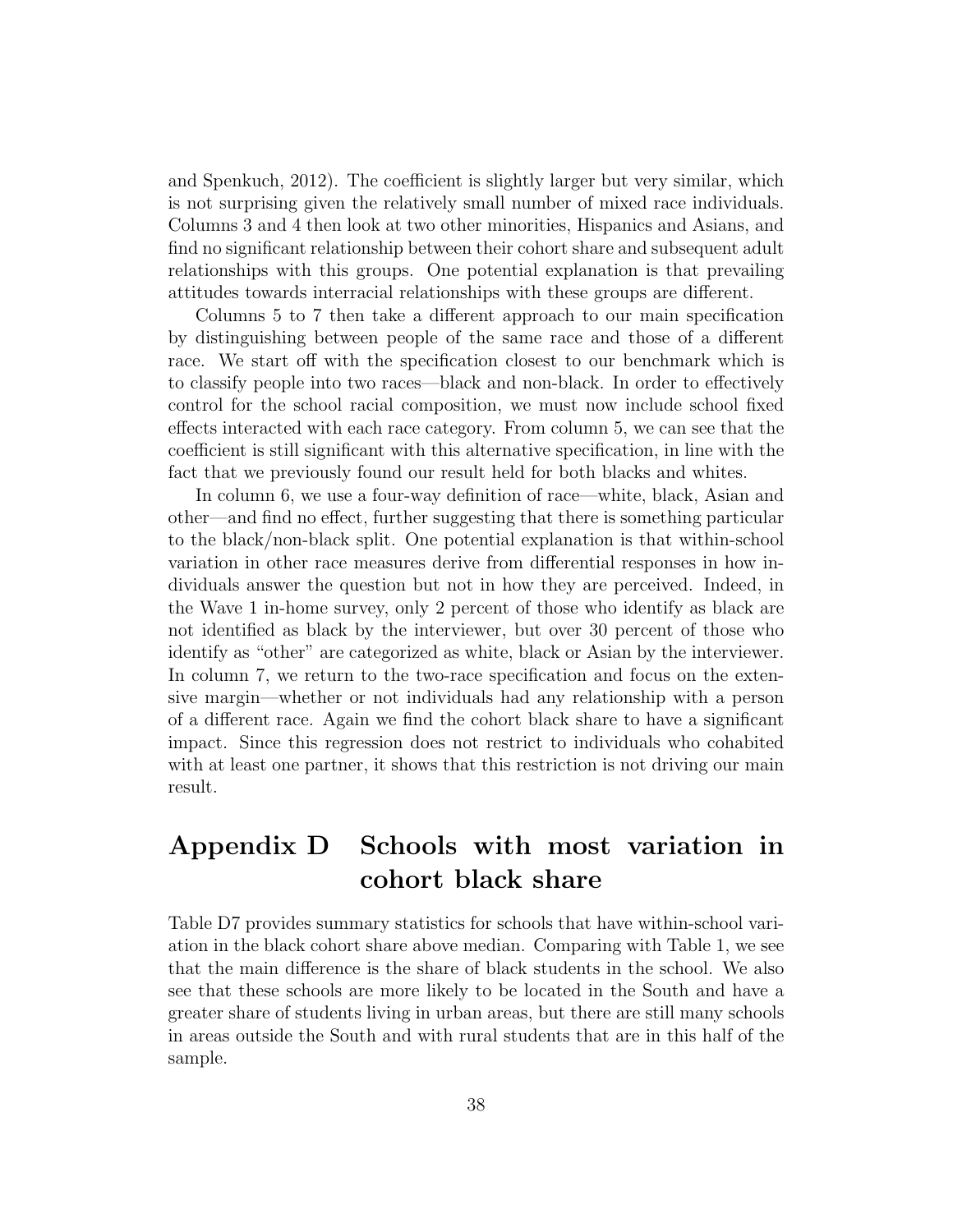and Spenkuch, 2012). The coefficient is slightly larger but very similar, which is not surprising given the relatively small number of mixed race individuals. Columns 3 and 4 then look at two other minorities, Hispanics and Asians, and find no significant relationship between their cohort share and subsequent adult relationships with this groups. One potential explanation is that prevailing attitudes towards interracial relationships with these groups are different.

Columns 5 to 7 then take a different approach to our main specification by distinguishing between people of the same race and those of a different race. We start off with the specification closest to our benchmark which is to classify people into two races—black and non-black. In order to effectively control for the school racial composition, we must now include school fixed effects interacted with each race category. From column 5, we can see that the coefficient is still significant with this alternative specification, in line with the fact that we previously found our result held for both blacks and whites.

In column 6, we use a four-way definition of race—white, black, Asian and other—and find no effect, further suggesting that there is something particular to the black/non-black split. One potential explanation is that within-school variation in other race measures derive from differential responses in how individuals answer the question but not in how they are perceived. Indeed, in the Wave 1 in-home survey, only 2 percent of those who identify as black are not identified as black by the interviewer, but over 30 percent of those who identify as "other" are categorized as white, black or Asian by the interviewer. In column 7, we return to the two-race specification and focus on the extensive margin—whether or not individuals had any relationship with a person of a different race. Again we find the cohort black share to have a significant impact. Since this regression does not restrict to individuals who cohabited with at least one partner, it shows that this restriction is not driving our main result.

# Appendix D Schools with most variation in cohort black share

Table D7 provides summary statistics for schools that have within-school variation in the black cohort share above median. Comparing with Table 1, we see that the main difference is the share of black students in the school. We also see that these schools are more likely to be located in the South and have a greater share of students living in urban areas, but there are still many schools in areas outside the South and with rural students that are in this half of the sample.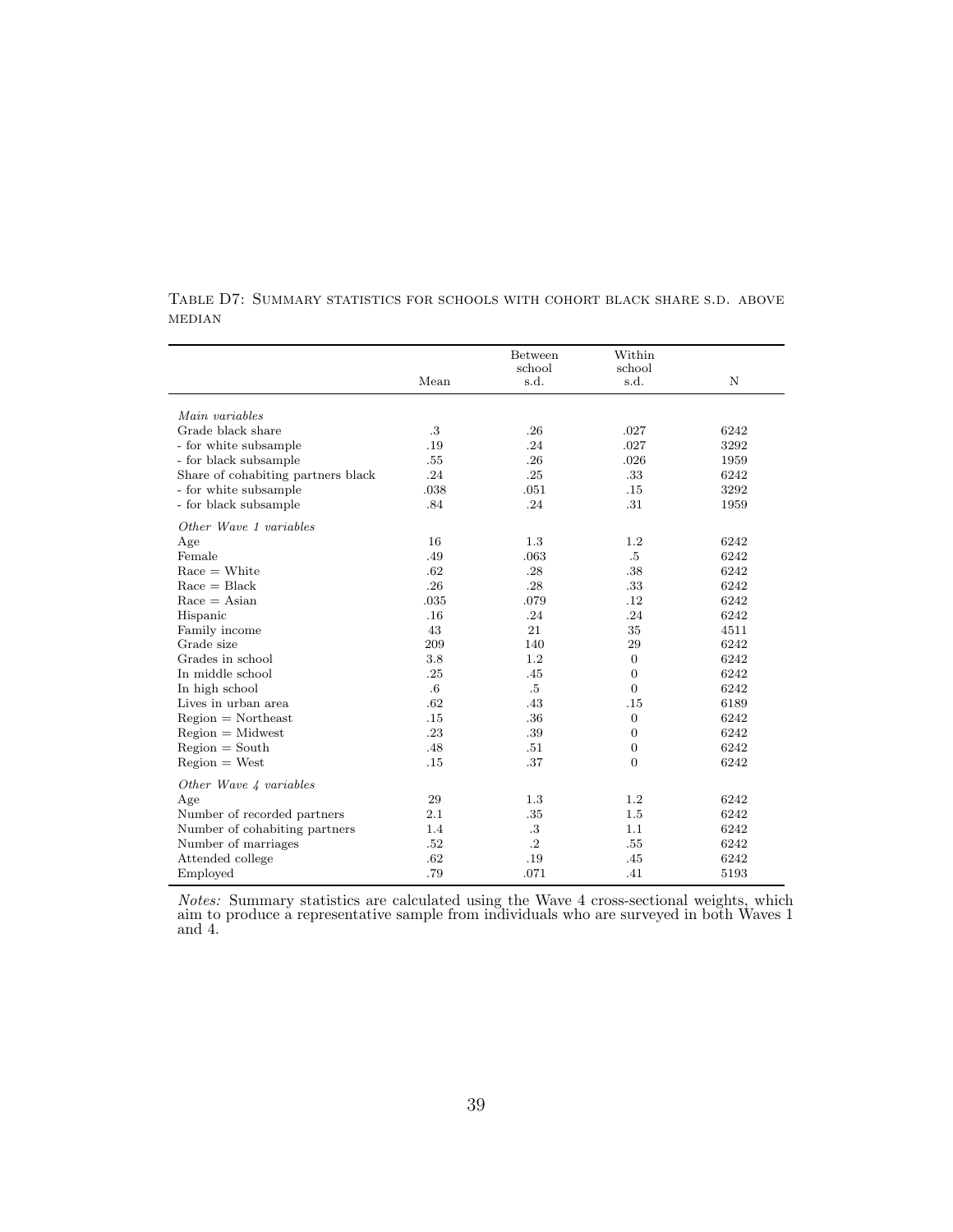Table D7: Summary statistics for schools with cohort black share s.d. above median

| | Mean | Between school s.d. | Within school s.d. | N |
|---|---|---|---|---|
| *Main variables* | | | | |
| Grade black share | .3 | .26 | .027 | 6242 |
| - for white subsample | .19 | .24 | .027 | 3292 |
| - for black subsample | .55 | .26 | .026 | 1959 |
| Share of cohabiting partners black | .24 | .25 | .33 | 6242 |
| - for white subsample | .038 | .051 | .15 | 3292 |
| - for black subsample | .84 | .24 | .31 | 1959 |
| *Other Wave 1 variables* | | | | |
| Age | 16 | 1.3 | 1.2 | 6242 |
| Female | .49 | .063 | .5 | 6242 |
| Race = White | .62 | .28 | .38 | 6242 |
| Race = Black | .26 | .28 | .33 | 6242 |
| Race = Asian | .035 | .079 | .12 | 6242 |
| Hispanic | .16 | .24 | .24 | 6242 |
| Family income | 43 | 21 | 35 | 4511 |
| Grade size | 209 | 140 | 29 | 6242 |
| Grades in school | 3.8 | 1.2 | 0 | 6242 |
| In middle school | .25 | .45 | 0 | 6242 |
| In high school | .6 | .5 | 0 | 6242 |
| Lives in urban area | .62 | .43 | .15 | 6189 |
| Region = Northeast | .15 | .36 | 0 | 6242 |
| Region = Midwest | .23 | .39 | 0 | 6242 |
| Region = South | .48 | .51 | 0 | 6242 |
| Region = West | .15 | .37 | 0 | 6242 |
| *Other Wave 4 variables* | | | | |
| Age | 29 | 1.3 | 1.2 | 6242 |
| Number of recorded partners | 2.1 | .35 | 1.5 | 6242 |
| Number of cohabiting partners | 1.4 | .3 | 1.1 | 6242 |
| Number of marriages | .52 | .2 | .55 | 6242 |
| Attended college | .62 | .19 | .45 | 6242 |
| Employed | .79 | .071 | .41 | 5193 |

*Notes:* Summary statistics are calculated using the Wave 4 cross-sectional weights, which aim to produce a representative sample from individuals who are surveyed in both Waves 1 and 4.